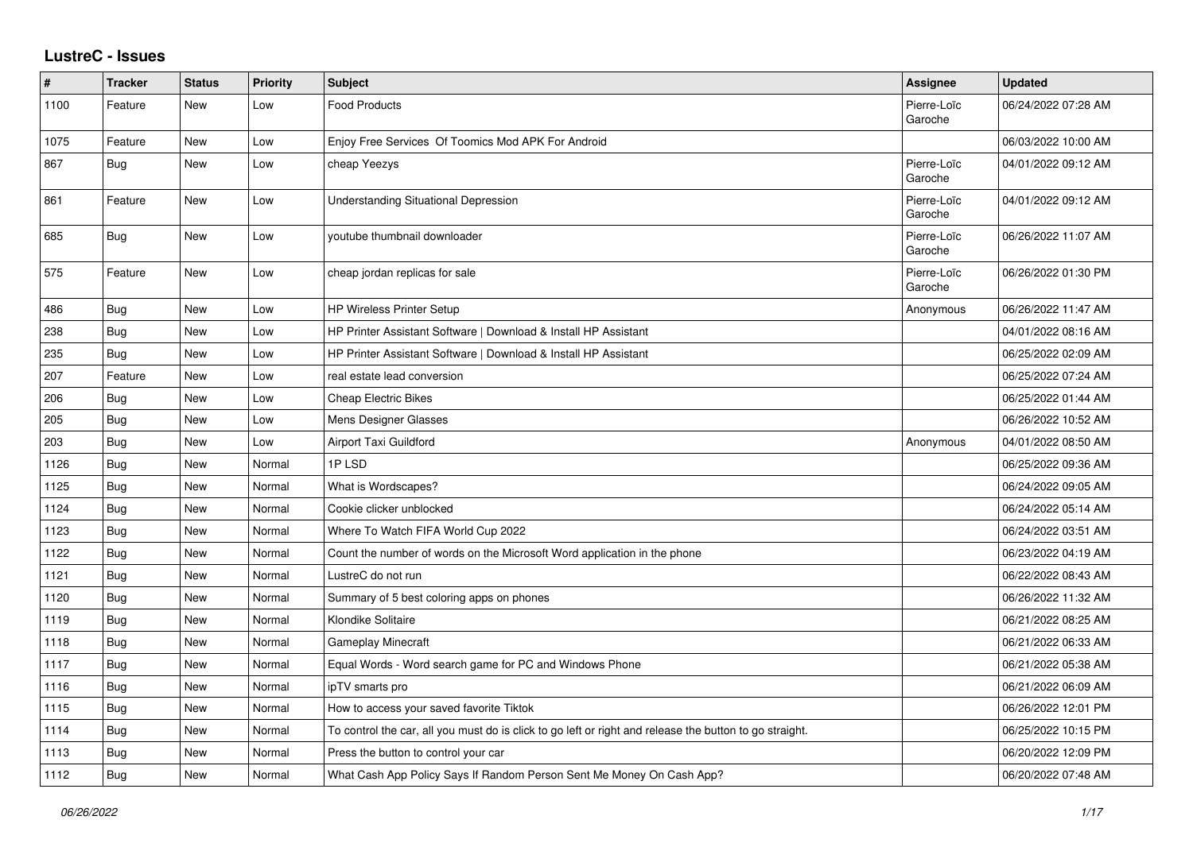# LustreC - Issues

| # | Tracker | Status | Priority | Subject | Assignee | Updated |
|---|---|---|---|---|---|---|
| 1100 | Feature | New | Low | Food Products | Pierre-Loïc Garoche | 06/24/2022 07:28 AM |
| 1075 | Feature | New | Low | Enjoy Free Services Of Toomics Mod APK For Android | | 06/03/2022 10:00 AM |
| 867 | Bug | New | Low | cheap Yeezys | Pierre-Loïc Garoche | 04/01/2022 09:12 AM |
| 861 | Feature | New | Low | Understanding Situational Depression | Pierre-Loïc Garoche | 04/01/2022 09:12 AM |
| 685 | Bug | New | Low | youtube thumbnail downloader | Pierre-Loïc Garoche | 06/26/2022 11:07 AM |
| 575 | Feature | New | Low | cheap jordan replicas for sale | Pierre-Loïc Garoche | 06/26/2022 01:30 PM |
| 486 | Bug | New | Low | HP Wireless Printer Setup | Anonymous | 06/26/2022 11:47 AM |
| 238 | Bug | New | Low | HP Printer Assistant Software \| Download & Install HP Assistant | | 04/01/2022 08:16 AM |
| 235 | Bug | New | Low | HP Printer Assistant Software \| Download & Install HP Assistant | | 06/25/2022 02:09 AM |
| 207 | Feature | New | Low | real estate lead conversion | | 06/25/2022 07:24 AM |
| 206 | Bug | New | Low | Cheap Electric Bikes | | 06/25/2022 01:44 AM |
| 205 | Bug | New | Low | Mens Designer Glasses | | 06/26/2022 10:52 AM |
| 203 | Bug | New | Low | Airport Taxi Guildford | Anonymous | 04/01/2022 08:50 AM |
| 1126 | Bug | New | Normal | 1P LSD | | 06/25/2022 09:36 AM |
| 1125 | Bug | New | Normal | What is Wordscapes? | | 06/24/2022 09:05 AM |
| 1124 | Bug | New | Normal | Cookie clicker unblocked | | 06/24/2022 05:14 AM |
| 1123 | Bug | New | Normal | Where To Watch FIFA World Cup 2022 | | 06/24/2022 03:51 AM |
| 1122 | Bug | New | Normal | Count the number of words on the Microsoft Word application in the phone | | 06/23/2022 04:19 AM |
| 1121 | Bug | New | Normal | LustreC do not run | | 06/22/2022 08:43 AM |
| 1120 | Bug | New | Normal | Summary of 5 best coloring apps on phones | | 06/26/2022 11:32 AM |
| 1119 | Bug | New | Normal | Klondike Solitaire | | 06/21/2022 08:25 AM |
| 1118 | Bug | New | Normal | Gameplay Minecraft | | 06/21/2022 06:33 AM |
| 1117 | Bug | New | Normal | Equal Words - Word search game for PC and Windows Phone | | 06/21/2022 05:38 AM |
| 1116 | Bug | New | Normal | ipTV smarts pro | | 06/21/2022 06:09 AM |
| 1115 | Bug | New | Normal | How to access your saved favorite Tiktok | | 06/26/2022 12:01 PM |
| 1114 | Bug | New | Normal | To control the car, all you must do is click to go left or right and release the button to go straight. | | 06/25/2022 10:15 PM |
| 1113 | Bug | New | Normal | Press the button to control your car | | 06/20/2022 12:09 PM |
| 1112 | Bug | New | Normal | What Cash App Policy Says If Random Person Sent Me Money On Cash App? | | 06/20/2022 07:48 AM |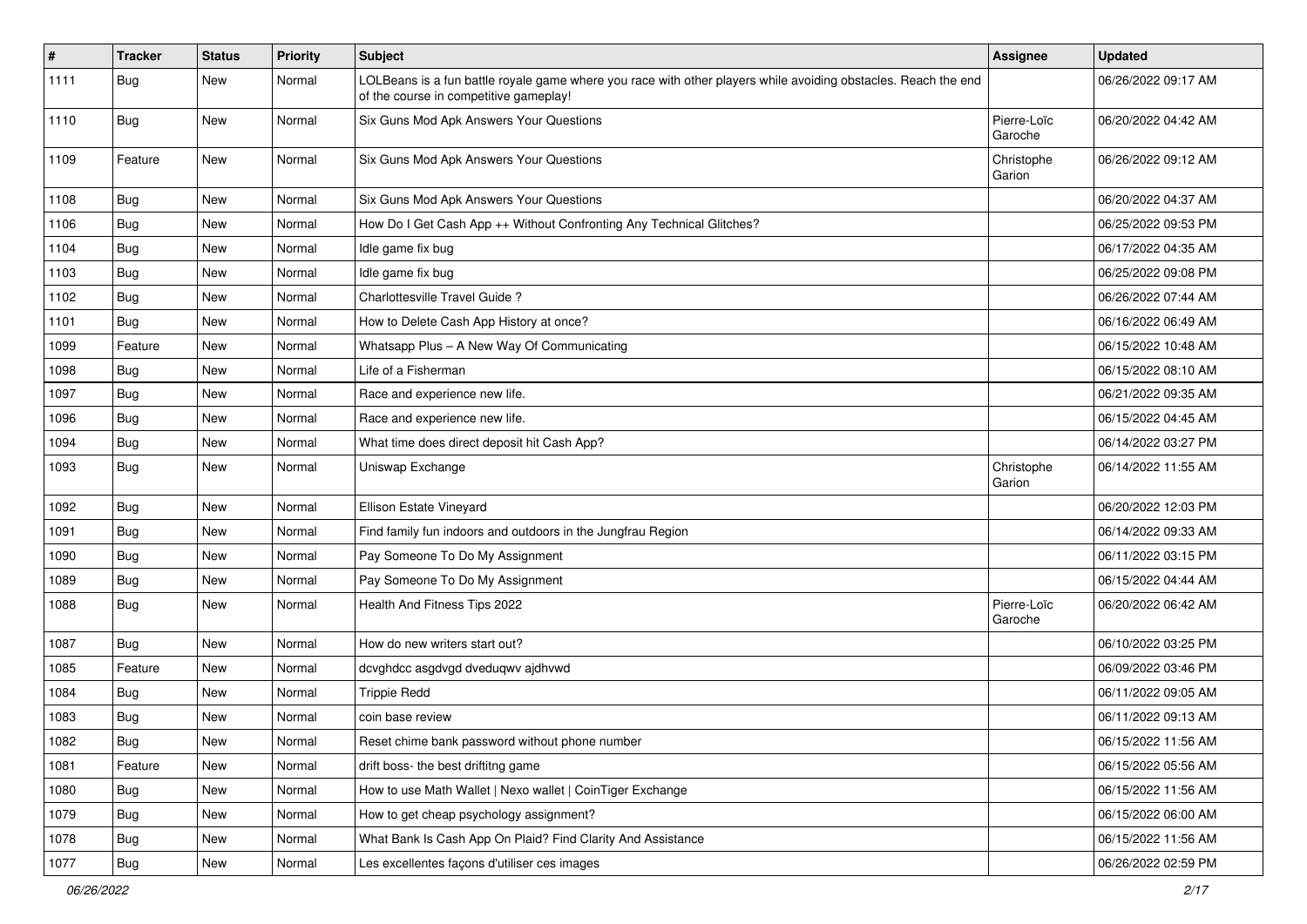| # | Tracker | Status | Priority | Subject | Assignee | Updated |
|---|---|---|---|---|---|---|
| 1111 | Bug | New | Normal | LOLBeans is a fun battle royale game where you race with other players while avoiding obstacles. Reach the end of the course in competitive gameplay! | | 06/26/2022 09:17 AM |
| 1110 | Bug | New | Normal | Six Guns Mod Apk Answers Your Questions | Pierre-Loïc Garoche | 06/20/2022 04:42 AM |
| 1109 | Feature | New | Normal | Six Guns Mod Apk Answers Your Questions | Christophe Garion | 06/26/2022 09:12 AM |
| 1108 | Bug | New | Normal | Six Guns Mod Apk Answers Your Questions | | 06/20/2022 04:37 AM |
| 1106 | Bug | New | Normal | How Do I Get Cash App ++ Without Confronting Any Technical Glitches? | | 06/25/2022 09:53 PM |
| 1104 | Bug | New | Normal | Idle game fix bug | | 06/17/2022 04:35 AM |
| 1103 | Bug | New | Normal | Idle game fix bug | | 06/25/2022 09:08 PM |
| 1102 | Bug | New | Normal | Charlottesville Travel Guide ? | | 06/26/2022 07:44 AM |
| 1101 | Bug | New | Normal | How to Delete Cash App History at once? | | 06/16/2022 06:49 AM |
| 1099 | Feature | New | Normal | Whatsapp Plus – A New Way Of Communicating | | 06/15/2022 10:48 AM |
| 1098 | Bug | New | Normal | Life of a Fisherman | | 06/15/2022 08:10 AM |
| 1097 | Bug | New | Normal | Race and experience new life. | | 06/21/2022 09:35 AM |
| 1096 | Bug | New | Normal | Race and experience new life. | | 06/15/2022 04:45 AM |
| 1094 | Bug | New | Normal | What time does direct deposit hit Cash App? | | 06/14/2022 03:27 PM |
| 1093 | Bug | New | Normal | Uniswap Exchange | Christophe Garion | 06/14/2022 11:55 AM |
| 1092 | Bug | New | Normal | Ellison Estate Vineyard | | 06/20/2022 12:03 PM |
| 1091 | Bug | New | Normal | Find family fun indoors and outdoors in the Jungfrau Region | | 06/14/2022 09:33 AM |
| 1090 | Bug | New | Normal | Pay Someone To Do My Assignment | | 06/11/2022 03:15 PM |
| 1089 | Bug | New | Normal | Pay Someone To Do My Assignment | | 06/15/2022 04:44 AM |
| 1088 | Bug | New | Normal | Health And Fitness Tips 2022 | Pierre-Loïc Garoche | 06/20/2022 06:42 AM |
| 1087 | Bug | New | Normal | How do new writers start out? | | 06/10/2022 03:25 PM |
| 1085 | Feature | New | Normal | dcvghdcc asgdvgd dveduqwv ajdhvwd | | 06/09/2022 03:46 PM |
| 1084 | Bug | New | Normal | Trippie Redd | | 06/11/2022 09:05 AM |
| 1083 | Bug | New | Normal | coin base review | | 06/11/2022 09:13 AM |
| 1082 | Bug | New | Normal | Reset chime bank password without phone number | | 06/15/2022 11:56 AM |
| 1081 | Feature | New | Normal | drift boss- the best driftitng game | | 06/15/2022 05:56 AM |
| 1080 | Bug | New | Normal | How to use Math Wallet \| Nexo wallet \| CoinTiger Exchange | | 06/15/2022 11:56 AM |
| 1079 | Bug | New | Normal | How to get cheap psychology assignment? | | 06/15/2022 06:00 AM |
| 1078 | Bug | New | Normal | What Bank Is Cash App On Plaid? Find Clarity And Assistance | | 06/15/2022 11:56 AM |
| 1077 | Bug | New | Normal | Les excellentes façons d'utiliser ces images | | 06/26/2022 02:59 PM |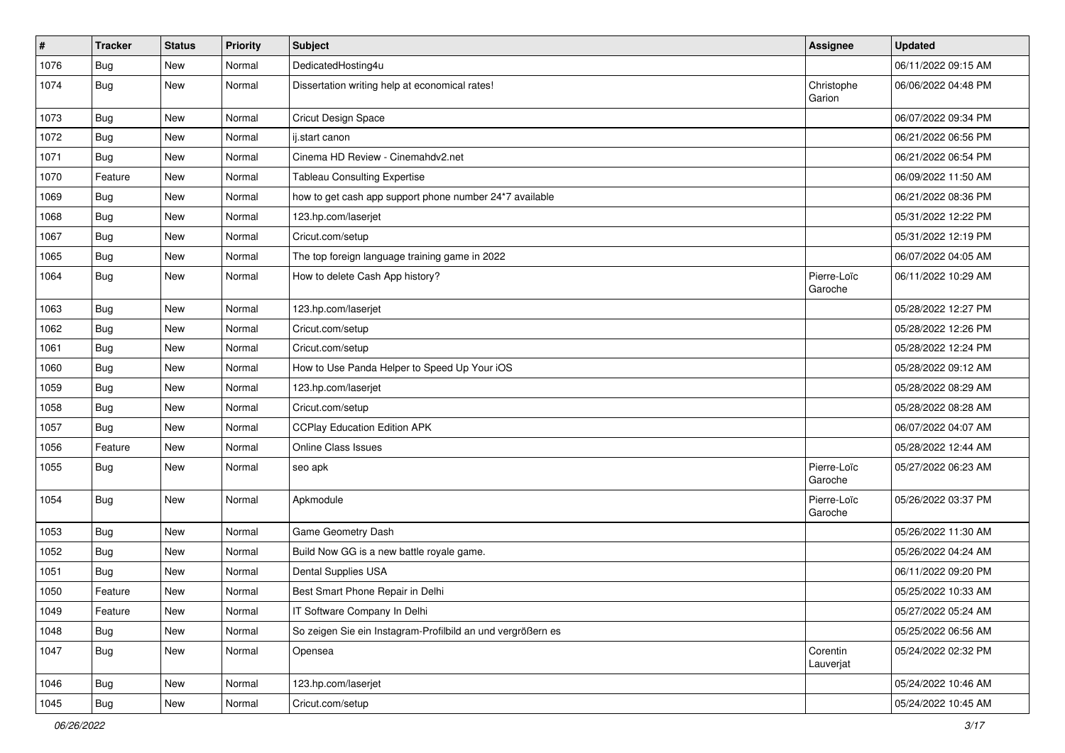| # | Tracker | Status | Priority | Subject | Assignee | Updated |
|---|---|---|---|---|---|---|
| 1076 | Bug | New | Normal | DedicatedHosting4u | | 06/11/2022 09:15 AM |
| 1074 | Bug | New | Normal | Dissertation writing help at economical rates! | Christophe Garion | 06/06/2022 04:48 PM |
| 1073 | Bug | New | Normal | Cricut Design Space | | 06/07/2022 09:34 PM |
| 1072 | Bug | New | Normal | ij.start canon | | 06/21/2022 06:56 PM |
| 1071 | Bug | New | Normal | Cinema HD Review - Cinemahdv2.net | | 06/21/2022 06:54 PM |
| 1070 | Feature | New | Normal | Tableau Consulting Expertise | | 06/09/2022 11:50 AM |
| 1069 | Bug | New | Normal | how to get cash app support phone number 24*7 available | | 06/21/2022 08:36 PM |
| 1068 | Bug | New | Normal | 123.hp.com/laserjet | | 05/31/2022 12:22 PM |
| 1067 | Bug | New | Normal | Cricut.com/setup | | 05/31/2022 12:19 PM |
| 1065 | Bug | New | Normal | The top foreign language training game in 2022 | | 06/07/2022 04:05 AM |
| 1064 | Bug | New | Normal | How to delete Cash App history? | Pierre-Loïc Garoche | 06/11/2022 10:29 AM |
| 1063 | Bug | New | Normal | 123.hp.com/laserjet | | 05/28/2022 12:27 PM |
| 1062 | Bug | New | Normal | Cricut.com/setup | | 05/28/2022 12:26 PM |
| 1061 | Bug | New | Normal | Cricut.com/setup | | 05/28/2022 12:24 PM |
| 1060 | Bug | New | Normal | How to Use Panda Helper to Speed Up Your iOS | | 05/28/2022 09:12 AM |
| 1059 | Bug | New | Normal | 123.hp.com/laserjet | | 05/28/2022 08:29 AM |
| 1058 | Bug | New | Normal | Cricut.com/setup | | 05/28/2022 08:28 AM |
| 1057 | Bug | New | Normal | CCPlay Education Edition APK | | 06/07/2022 04:07 AM |
| 1056 | Feature | New | Normal | Online Class Issues | | 05/28/2022 12:44 AM |
| 1055 | Bug | New | Normal | seo apk | Pierre-Loïc Garoche | 05/27/2022 06:23 AM |
| 1054 | Bug | New | Normal | Apkmodule | Pierre-Loïc Garoche | 05/26/2022 03:37 PM |
| 1053 | Bug | New | Normal | Game Geometry Dash | | 05/26/2022 11:30 AM |
| 1052 | Bug | New | Normal | Build Now GG is a new battle royale game. | | 05/26/2022 04:24 AM |
| 1051 | Bug | New | Normal | Dental Supplies USA | | 06/11/2022 09:20 PM |
| 1050 | Feature | New | Normal | Best Smart Phone Repair in Delhi | | 05/25/2022 10:33 AM |
| 1049 | Feature | New | Normal | IT Software Company In Delhi | | 05/27/2022 05:24 AM |
| 1048 | Bug | New | Normal | So zeigen Sie ein Instagram-Profilbild an und vergrößern es | | 05/25/2022 06:56 AM |
| 1047 | Bug | New | Normal | Opensea | Corentin Lauverjat | 05/24/2022 02:32 PM |
| 1046 | Bug | New | Normal | 123.hp.com/laserjet | | 05/24/2022 10:46 AM |
| 1045 | Bug | New | Normal | Cricut.com/setup | | 05/24/2022 10:45 AM |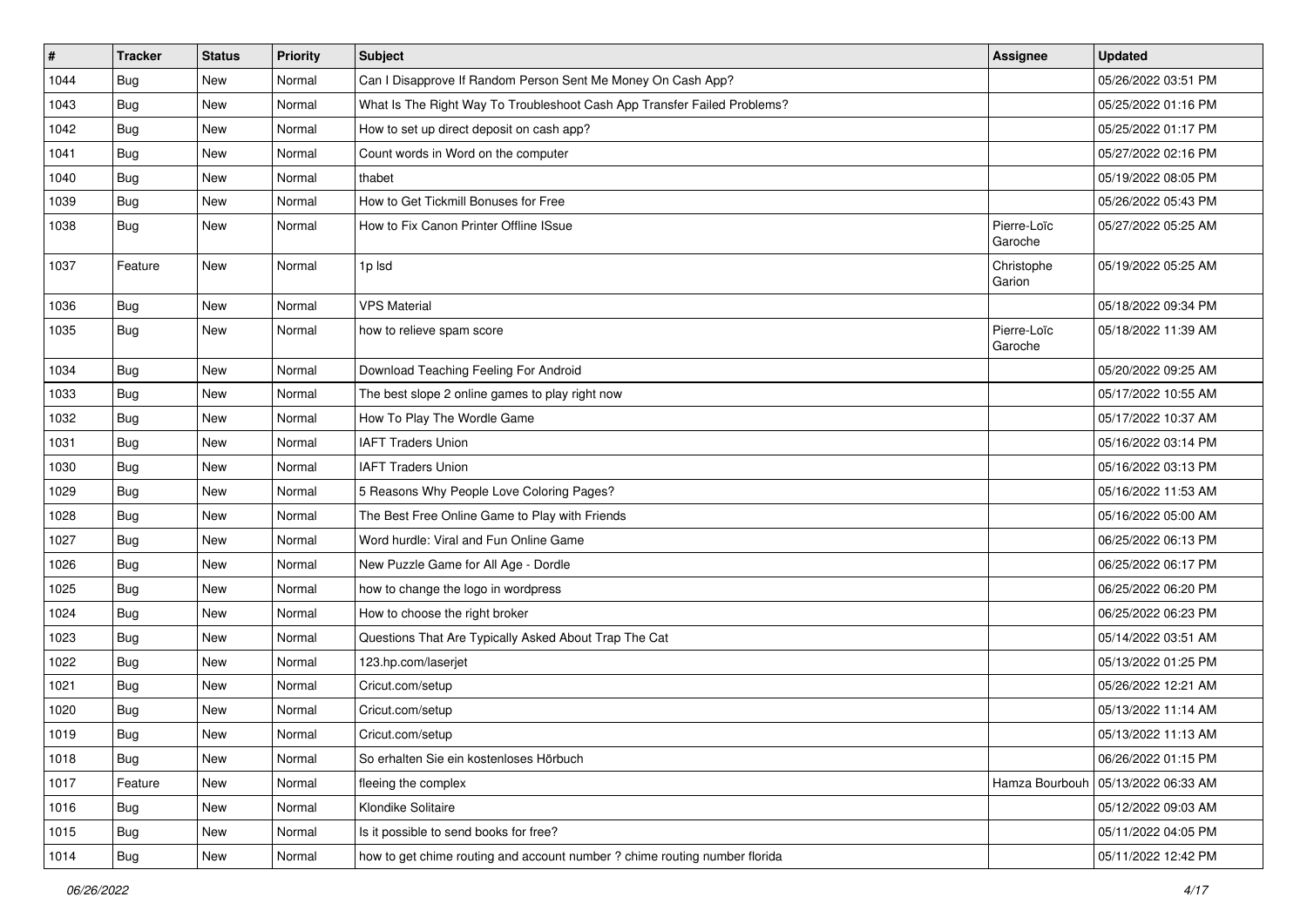| # | Tracker | Status | Priority | Subject | Assignee | Updated |
|---|---|---|---|---|---|---|
| 1044 | Bug | New | Normal | Can I Disapprove If Random Person Sent Me Money On Cash App? | | 05/26/2022 03:51 PM |
| 1043 | Bug | New | Normal | What Is The Right Way To Troubleshoot Cash App Transfer Failed Problems? | | 05/25/2022 01:16 PM |
| 1042 | Bug | New | Normal | How to set up direct deposit on cash app? | | 05/25/2022 01:17 PM |
| 1041 | Bug | New | Normal | Count words in Word on the computer | | 05/27/2022 02:16 PM |
| 1040 | Bug | New | Normal | thabet | | 05/19/2022 08:05 PM |
| 1039 | Bug | New | Normal | How to Get Tickmill Bonuses for Free | | 05/26/2022 05:43 PM |
| 1038 | Bug | New | Normal | How to Fix Canon Printer Offline ISsue | Pierre-Loïc Garoche | 05/27/2022 05:25 AM |
| 1037 | Feature | New | Normal | 1p lsd | Christophe Garion | 05/19/2022 05:25 AM |
| 1036 | Bug | New | Normal | VPS Material | | 05/18/2022 09:34 PM |
| 1035 | Bug | New | Normal | how to relieve spam score | Pierre-Loïc Garoche | 05/18/2022 11:39 AM |
| 1034 | Bug | New | Normal | Download Teaching Feeling For Android | | 05/20/2022 09:25 AM |
| 1033 | Bug | New | Normal | The best slope 2 online games to play right now | | 05/17/2022 10:55 AM |
| 1032 | Bug | New | Normal | How To Play The Wordle Game | | 05/17/2022 10:37 AM |
| 1031 | Bug | New | Normal | IAFT Traders Union | | 05/16/2022 03:14 PM |
| 1030 | Bug | New | Normal | IAFT Traders Union | | 05/16/2022 03:13 PM |
| 1029 | Bug | New | Normal | 5 Reasons Why People Love Coloring Pages? | | 05/16/2022 11:53 AM |
| 1028 | Bug | New | Normal | The Best Free Online Game to Play with Friends | | 05/16/2022 05:00 AM |
| 1027 | Bug | New | Normal | Word hurdle: Viral and Fun Online Game | | 06/25/2022 06:13 PM |
| 1026 | Bug | New | Normal | New Puzzle Game for All Age - Dordle | | 06/25/2022 06:17 PM |
| 1025 | Bug | New | Normal | how to change the logo in wordpress | | 06/25/2022 06:20 PM |
| 1024 | Bug | New | Normal | How to choose the right broker | | 06/25/2022 06:23 PM |
| 1023 | Bug | New | Normal | Questions That Are Typically Asked About Trap The Cat | | 05/14/2022 03:51 AM |
| 1022 | Bug | New | Normal | 123.hp.com/laserjet | | 05/13/2022 01:25 PM |
| 1021 | Bug | New | Normal | Cricut.com/setup | | 05/26/2022 12:21 AM |
| 1020 | Bug | New | Normal | Cricut.com/setup | | 05/13/2022 11:14 AM |
| 1019 | Bug | New | Normal | Cricut.com/setup | | 05/13/2022 11:13 AM |
| 1018 | Bug | New | Normal | So erhalten Sie ein kostenloses Hörbuch | | 06/26/2022 01:15 PM |
| 1017 | Feature | New | Normal | fleeing the complex | Hamza Bourbouh | 05/13/2022 06:33 AM |
| 1016 | Bug | New | Normal | Klondike Solitaire | | 05/12/2022 09:03 AM |
| 1015 | Bug | New | Normal | Is it possible to send books for free? | | 05/11/2022 04:05 PM |
| 1014 | Bug | New | Normal | how to get chime routing and account number ? chime routing number florida | | 05/11/2022 12:42 PM |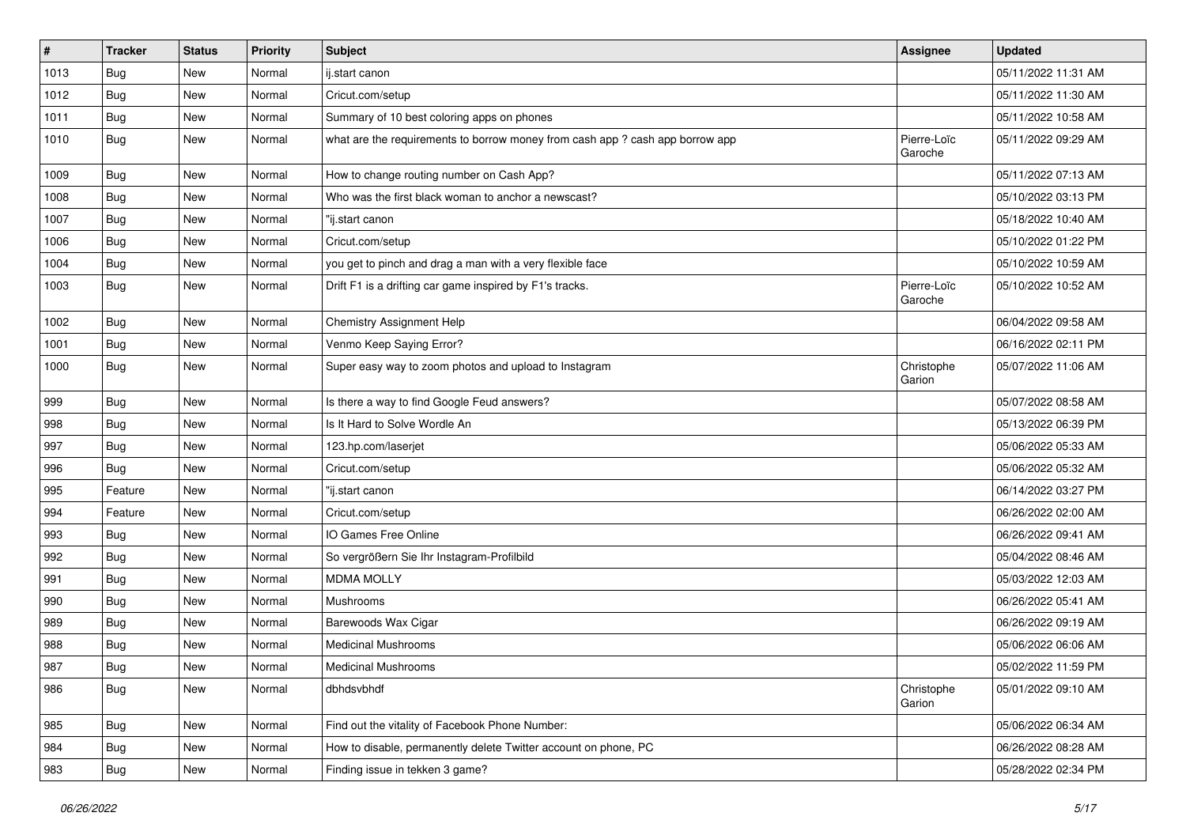| # | Tracker | Status | Priority | Subject | Assignee | Updated |
|---|---|---|---|---|---|---|
| 1013 | Bug | New | Normal | ij.start canon | | 05/11/2022 11:31 AM |
| 1012 | Bug | New | Normal | Cricut.com/setup | | 05/11/2022 11:30 AM |
| 1011 | Bug | New | Normal | Summary of 10 best coloring apps on phones | | 05/11/2022 10:58 AM |
| 1010 | Bug | New | Normal | what are the requirements to borrow money from cash app ? cash app borrow app | Pierre-Loïc Garoche | 05/11/2022 09:29 AM |
| 1009 | Bug | New | Normal | How to change routing number on Cash App? | | 05/11/2022 07:13 AM |
| 1008 | Bug | New | Normal | Who was the first black woman to anchor a newscast? | | 05/10/2022 03:13 PM |
| 1007 | Bug | New | Normal | "ij.start canon | | 05/18/2022 10:40 AM |
| 1006 | Bug | New | Normal | Cricut.com/setup | | 05/10/2022 01:22 PM |
| 1004 | Bug | New | Normal | you get to pinch and drag a man with a very flexible face | | 05/10/2022 10:59 AM |
| 1003 | Bug | New | Normal | Drift F1 is a drifting car game inspired by F1's tracks. | Pierre-Loïc Garoche | 05/10/2022 10:52 AM |
| 1002 | Bug | New | Normal | Chemistry Assignment Help | | 06/04/2022 09:58 AM |
| 1001 | Bug | New | Normal | Venmo Keep Saying Error? | | 06/16/2022 02:11 PM |
| 1000 | Bug | New | Normal | Super easy way to zoom photos and upload to Instagram | Christophe Garion | 05/07/2022 11:06 AM |
| 999 | Bug | New | Normal | Is there a way to find Google Feud answers? | | 05/07/2022 08:58 AM |
| 998 | Bug | New | Normal | Is It Hard to Solve Wordle An | | 05/13/2022 06:39 PM |
| 997 | Bug | New | Normal | 123.hp.com/laserjet | | 05/06/2022 05:33 AM |
| 996 | Bug | New | Normal | Cricut.com/setup | | 05/06/2022 05:32 AM |
| 995 | Feature | New | Normal | "ij.start canon | | 06/14/2022 03:27 PM |
| 994 | Feature | New | Normal | Cricut.com/setup | | 06/26/2022 02:00 AM |
| 993 | Bug | New | Normal | IO Games Free Online | | 06/26/2022 09:41 AM |
| 992 | Bug | New | Normal | So vergrößern Sie Ihr Instagram-Profilbild | | 05/04/2022 08:46 AM |
| 991 | Bug | New | Normal | MDMA MOLLY | | 05/03/2022 12:03 AM |
| 990 | Bug | New | Normal | Mushrooms | | 06/26/2022 05:41 AM |
| 989 | Bug | New | Normal | Barewoods Wax Cigar | | 06/26/2022 09:19 AM |
| 988 | Bug | New | Normal | Medicinal Mushrooms | | 05/06/2022 06:06 AM |
| 987 | Bug | New | Normal | Medicinal Mushrooms | | 05/02/2022 11:59 PM |
| 986 | Bug | New | Normal | dbhdsvbhdf | Christophe Garion | 05/01/2022 09:10 AM |
| 985 | Bug | New | Normal | Find out the vitality of Facebook Phone Number: | | 05/06/2022 06:34 AM |
| 984 | Bug | New | Normal | How to disable, permanently delete Twitter account on phone, PC | | 06/26/2022 08:28 AM |
| 983 | Bug | New | Normal | Finding issue in tekken 3 game? | | 05/28/2022 02:34 PM |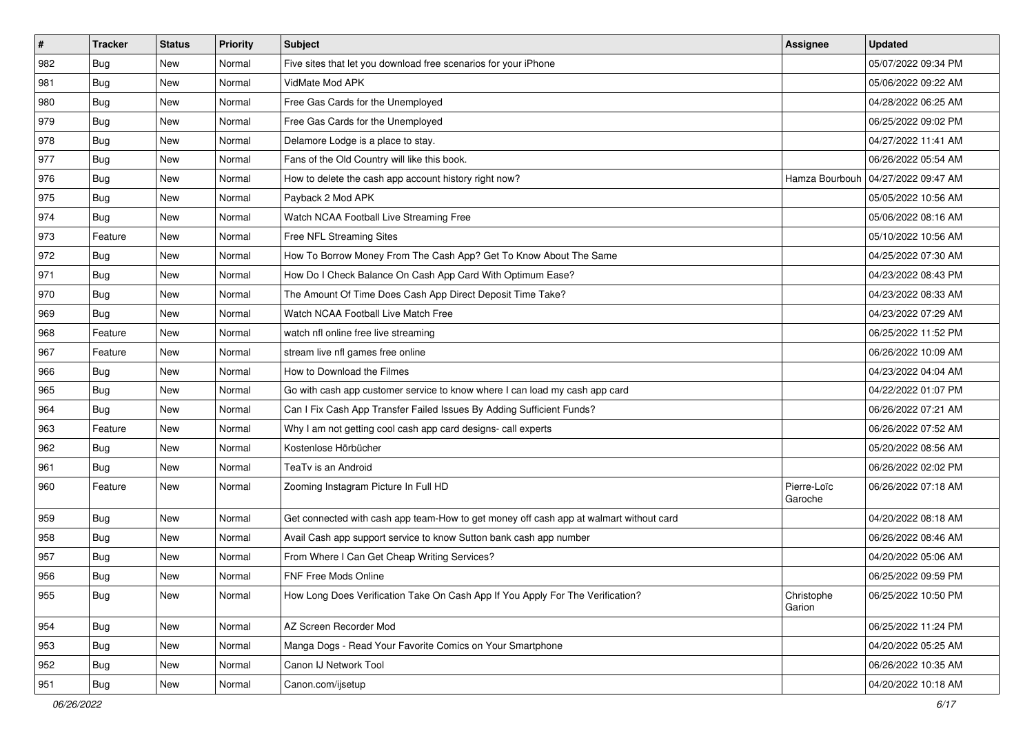| # | Tracker | Status | Priority | Subject | Assignee | Updated |
|---|---|---|---|---|---|---|
| 982 | Bug | New | Normal | Five sites that let you download free scenarios for your iPhone | | 05/07/2022 09:34 PM |
| 981 | Bug | New | Normal | VidMate Mod APK | | 05/06/2022 09:22 AM |
| 980 | Bug | New | Normal | Free Gas Cards for the Unemployed | | 04/28/2022 06:25 AM |
| 979 | Bug | New | Normal | Free Gas Cards for the Unemployed | | 06/25/2022 09:02 PM |
| 978 | Bug | New | Normal | Delamore Lodge is a place to stay. | | 04/27/2022 11:41 AM |
| 977 | Bug | New | Normal | Fans of the Old Country will like this book. | | 06/26/2022 05:54 AM |
| 976 | Bug | New | Normal | How to delete the cash app account history right now? | Hamza Bourbouh | 04/27/2022 09:47 AM |
| 975 | Bug | New | Normal | Payback 2 Mod APK | | 05/05/2022 10:56 AM |
| 974 | Bug | New | Normal | Watch NCAA Football Live Streaming Free | | 05/06/2022 08:16 AM |
| 973 | Feature | New | Normal | Free NFL Streaming Sites | | 05/10/2022 10:56 AM |
| 972 | Bug | New | Normal | How To Borrow Money From The Cash App? Get To Know About The Same | | 04/25/2022 07:30 AM |
| 971 | Bug | New | Normal | How Do I Check Balance On Cash App Card With Optimum Ease? | | 04/23/2022 08:43 PM |
| 970 | Bug | New | Normal | The Amount Of Time Does Cash App Direct Deposit Time Take? | | 04/23/2022 08:33 AM |
| 969 | Bug | New | Normal | Watch NCAA Football Live Match Free | | 04/23/2022 07:29 AM |
| 968 | Feature | New | Normal | watch nfl online free live streaming | | 06/25/2022 11:52 PM |
| 967 | Feature | New | Normal | stream live nfl games free online | | 06/26/2022 10:09 AM |
| 966 | Bug | New | Normal | How to Download the Filmes | | 04/23/2022 04:04 AM |
| 965 | Bug | New | Normal | Go with cash app customer service to know where I can load my cash app card | | 04/22/2022 01:07 PM |
| 964 | Bug | New | Normal | Can I Fix Cash App Transfer Failed Issues By Adding Sufficient Funds? | | 06/26/2022 07:21 AM |
| 963 | Feature | New | Normal | Why I am not getting cool cash app card designs- call experts | | 06/26/2022 07:52 AM |
| 962 | Bug | New | Normal | Kostenlose Hörbücher | | 05/20/2022 08:56 AM |
| 961 | Bug | New | Normal | TeaTv is an Android | | 06/26/2022 02:02 PM |
| 960 | Feature | New | Normal | Zooming Instagram Picture In Full HD | Pierre-Loïc Garoche | 06/26/2022 07:18 AM |
| 959 | Bug | New | Normal | Get connected with cash app team-How to get money off cash app at walmart without card | | 04/20/2022 08:18 AM |
| 958 | Bug | New | Normal | Avail Cash app support service to know Sutton bank cash app number | | 06/26/2022 08:46 AM |
| 957 | Bug | New | Normal | From Where I Can Get Cheap Writing Services? | | 04/20/2022 05:06 AM |
| 956 | Bug | New | Normal | FNF Free Mods Online | | 06/25/2022 09:59 PM |
| 955 | Bug | New | Normal | How Long Does Verification Take On Cash App If You Apply For The Verification? | Christophe Garion | 06/25/2022 10:50 PM |
| 954 | Bug | New | Normal | AZ Screen Recorder Mod | | 06/25/2022 11:24 PM |
| 953 | Bug | New | Normal | Manga Dogs - Read Your Favorite Comics on Your Smartphone | | 04/20/2022 05:25 AM |
| 952 | Bug | New | Normal | Canon IJ Network Tool | | 06/26/2022 10:35 AM |
| 951 | Bug | New | Normal | Canon.com/ijsetup | | 04/20/2022 10:18 AM |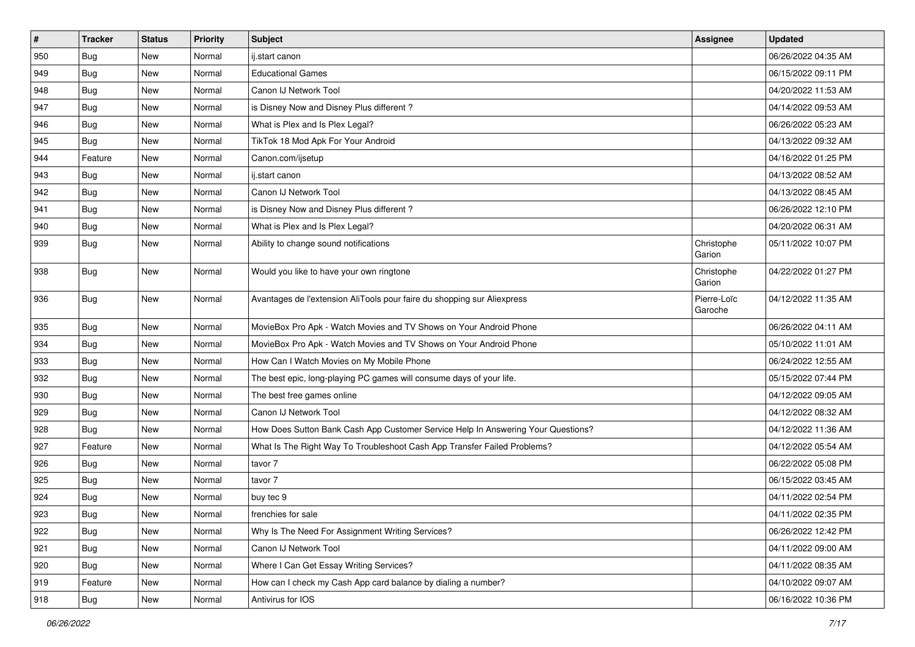| # | Tracker | Status | Priority | Subject | Assignee | Updated |
|---|---|---|---|---|---|---|
| 950 | Bug | New | Normal | ij.start canon | | 06/26/2022 04:35 AM |
| 949 | Bug | New | Normal | Educational Games | | 06/15/2022 09:11 PM |
| 948 | Bug | New | Normal | Canon IJ Network Tool | | 04/20/2022 11:53 AM |
| 947 | Bug | New | Normal | is Disney Now and Disney Plus different ? | | 04/14/2022 09:53 AM |
| 946 | Bug | New | Normal | What is Plex and Is Plex Legal? | | 06/26/2022 05:23 AM |
| 945 | Bug | New | Normal | TikTok 18 Mod Apk For Your Android | | 04/13/2022 09:32 AM |
| 944 | Feature | New | Normal | Canon.com/ijsetup | | 04/16/2022 01:25 PM |
| 943 | Bug | New | Normal | ij.start canon | | 04/13/2022 08:52 AM |
| 942 | Bug | New | Normal | Canon IJ Network Tool | | 04/13/2022 08:45 AM |
| 941 | Bug | New | Normal | is Disney Now and Disney Plus different ? | | 06/26/2022 12:10 PM |
| 940 | Bug | New | Normal | What is Plex and Is Plex Legal? | | 04/20/2022 06:31 AM |
| 939 | Bug | New | Normal | Ability to change sound notifications | Christophe Garion | 05/11/2022 10:07 PM |
| 938 | Bug | New | Normal | Would you like to have your own ringtone | Christophe Garion | 04/22/2022 01:27 PM |
| 936 | Bug | New | Normal | Avantages de l'extension AliTools pour faire du shopping sur Aliexpress | Pierre-Loïc Garoche | 04/12/2022 11:35 AM |
| 935 | Bug | New | Normal | MovieBox Pro Apk - Watch Movies and TV Shows on Your Android Phone | | 06/26/2022 04:11 AM |
| 934 | Bug | New | Normal | MovieBox Pro Apk - Watch Movies and TV Shows on Your Android Phone | | 05/10/2022 11:01 AM |
| 933 | Bug | New | Normal | How Can I Watch Movies on My Mobile Phone | | 06/24/2022 12:55 AM |
| 932 | Bug | New | Normal | The best epic, long-playing PC games will consume days of your life. | | 05/15/2022 07:44 PM |
| 930 | Bug | New | Normal | The best free games online | | 04/12/2022 09:05 AM |
| 929 | Bug | New | Normal | Canon IJ Network Tool | | 04/12/2022 08:32 AM |
| 928 | Bug | New | Normal | How Does Sutton Bank Cash App Customer Service Help In Answering Your Questions? | | 04/12/2022 11:36 AM |
| 927 | Feature | New | Normal | What Is The Right Way To Troubleshoot Cash App Transfer Failed Problems? | | 04/12/2022 05:54 AM |
| 926 | Bug | New | Normal | tavor 7 | | 06/22/2022 05:08 PM |
| 925 | Bug | New | Normal | tavor 7 | | 06/15/2022 03:45 AM |
| 924 | Bug | New | Normal | buy tec 9 | | 04/11/2022 02:54 PM |
| 923 | Bug | New | Normal | frenchies for sale | | 04/11/2022 02:35 PM |
| 922 | Bug | New | Normal | Why Is The Need For Assignment Writing Services? | | 06/26/2022 12:42 PM |
| 921 | Bug | New | Normal | Canon IJ Network Tool | | 04/11/2022 09:00 AM |
| 920 | Bug | New | Normal | Where I Can Get Essay Writing Services? | | 04/11/2022 08:35 AM |
| 919 | Feature | New | Normal | How can I check my Cash App card balance by dialing a number? | | 04/10/2022 09:07 AM |
| 918 | Bug | New | Normal | Antivirus for IOS | | 06/16/2022 10:36 PM |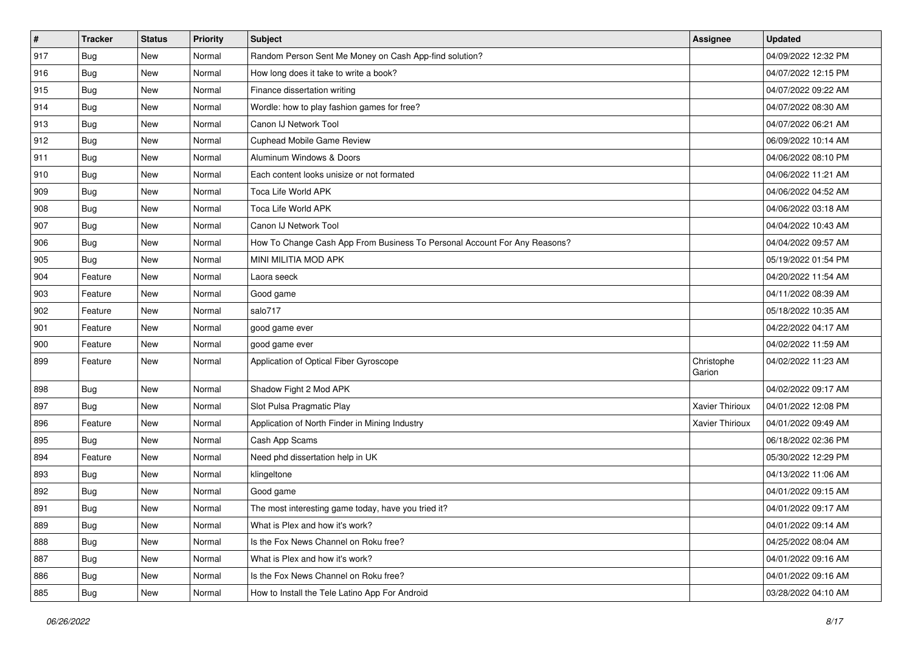| # | Tracker | Status | Priority | Subject | Assignee | Updated |
|---|---|---|---|---|---|---|
| 917 | Bug | New | Normal | Random Person Sent Me Money on Cash App-find solution? | | 04/09/2022 12:32 PM |
| 916 | Bug | New | Normal | How long does it take to write a book? | | 04/07/2022 12:15 PM |
| 915 | Bug | New | Normal | Finance dissertation writing | | 04/07/2022 09:22 AM |
| 914 | Bug | New | Normal | Wordle: how to play fashion games for free? | | 04/07/2022 08:30 AM |
| 913 | Bug | New | Normal | Canon IJ Network Tool | | 04/07/2022 06:21 AM |
| 912 | Bug | New | Normal | Cuphead Mobile Game Review | | 06/09/2022 10:14 AM |
| 911 | Bug | New | Normal | Aluminum Windows & Doors | | 04/06/2022 08:10 PM |
| 910 | Bug | New | Normal | Each content looks unisize or not formated | | 04/06/2022 11:21 AM |
| 909 | Bug | New | Normal | Toca Life World APK | | 04/06/2022 04:52 AM |
| 908 | Bug | New | Normal | Toca Life World APK | | 04/06/2022 03:18 AM |
| 907 | Bug | New | Normal | Canon IJ Network Tool | | 04/04/2022 10:43 AM |
| 906 | Bug | New | Normal | How To Change Cash App From Business To Personal Account For Any Reasons? | | 04/04/2022 09:57 AM |
| 905 | Bug | New | Normal | MINI MILITIA MOD APK | | 05/19/2022 01:54 PM |
| 904 | Feature | New | Normal | Laora seeck | | 04/20/2022 11:54 AM |
| 903 | Feature | New | Normal | Good game | | 04/11/2022 08:39 AM |
| 902 | Feature | New | Normal | salo717 | | 05/18/2022 10:35 AM |
| 901 | Feature | New | Normal | good game ever | | 04/22/2022 04:17 AM |
| 900 | Feature | New | Normal | good game ever | | 04/02/2022 11:59 AM |
| 899 | Feature | New | Normal | Application of Optical Fiber Gyroscope | Christophe Garion | 04/02/2022 11:23 AM |
| 898 | Bug | New | Normal | Shadow Fight 2 Mod APK | | 04/02/2022 09:17 AM |
| 897 | Bug | New | Normal | Slot Pulsa Pragmatic Play | Xavier Thirioux | 04/01/2022 12:08 PM |
| 896 | Feature | New | Normal | Application of North Finder in Mining Industry | Xavier Thirioux | 04/01/2022 09:49 AM |
| 895 | Bug | New | Normal | Cash App Scams | | 06/18/2022 02:36 PM |
| 894 | Feature | New | Normal | Need phd dissertation help in UK | | 05/30/2022 12:29 PM |
| 893 | Bug | New | Normal | klingeltone | | 04/13/2022 11:06 AM |
| 892 | Bug | New | Normal | Good game | | 04/01/2022 09:15 AM |
| 891 | Bug | New | Normal | The most interesting game today, have you tried it? | | 04/01/2022 09:17 AM |
| 889 | Bug | New | Normal | What is Plex and how it's work? | | 04/01/2022 09:14 AM |
| 888 | Bug | New | Normal | Is the Fox News Channel on Roku free? | | 04/25/2022 08:04 AM |
| 887 | Bug | New | Normal | What is Plex and how it's work? | | 04/01/2022 09:16 AM |
| 886 | Bug | New | Normal | Is the Fox News Channel on Roku free? | | 04/01/2022 09:16 AM |
| 885 | Bug | New | Normal | How to Install the Tele Latino App For Android | | 03/28/2022 04:10 AM |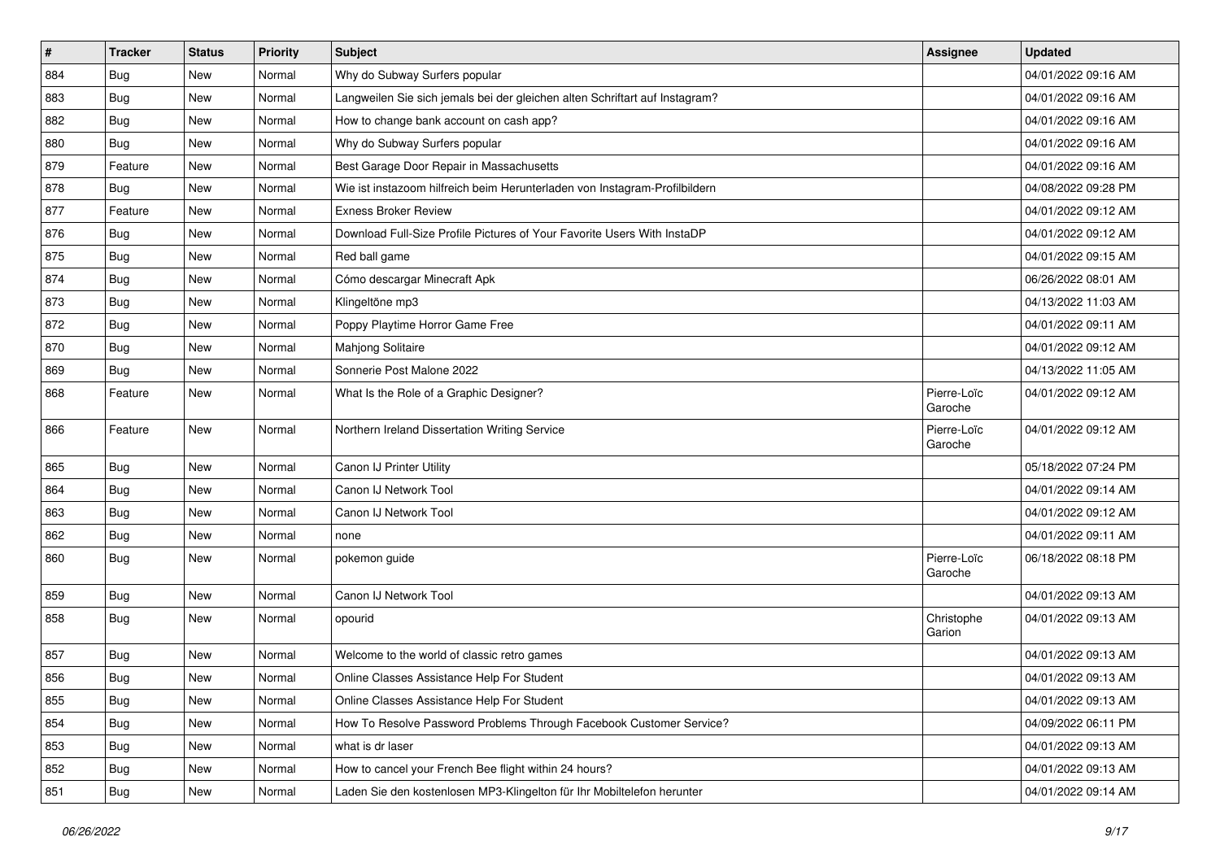| # | Tracker | Status | Priority | Subject | Assignee | Updated |
|---|---|---|---|---|---|---|
| 884 | Bug | New | Normal | Why do Subway Surfers popular | | 04/01/2022 09:16 AM |
| 883 | Bug | New | Normal | Langweilen Sie sich jemals bei der gleichen alten Schriftart auf Instagram? | | 04/01/2022 09:16 AM |
| 882 | Bug | New | Normal | How to change bank account on cash app? | | 04/01/2022 09:16 AM |
| 880 | Bug | New | Normal | Why do Subway Surfers popular | | 04/01/2022 09:16 AM |
| 879 | Feature | New | Normal | Best Garage Door Repair in Massachusetts | | 04/01/2022 09:16 AM |
| 878 | Bug | New | Normal | Wie ist instazoom hilfreich beim Herunterladen von Instagram-Profilbildern | | 04/08/2022 09:28 PM |
| 877 | Feature | New | Normal | Exness Broker Review | | 04/01/2022 09:12 AM |
| 876 | Bug | New | Normal | Download Full-Size Profile Pictures of Your Favorite Users With InstaDP | | 04/01/2022 09:12 AM |
| 875 | Bug | New | Normal | Red ball game | | 04/01/2022 09:15 AM |
| 874 | Bug | New | Normal | Cómo descargar Minecraft Apk | | 06/26/2022 08:01 AM |
| 873 | Bug | New | Normal | Klingeltöne mp3 | | 04/13/2022 11:03 AM |
| 872 | Bug | New | Normal | Poppy Playtime Horror Game Free | | 04/01/2022 09:11 AM |
| 870 | Bug | New | Normal | Mahjong Solitaire | | 04/01/2022 09:12 AM |
| 869 | Bug | New | Normal | Sonnerie Post Malone 2022 | | 04/13/2022 11:05 AM |
| 868 | Feature | New | Normal | What Is the Role of a Graphic Designer? | Pierre-Loïc Garoche | 04/01/2022 09:12 AM |
| 866 | Feature | New | Normal | Northern Ireland Dissertation Writing Service | Pierre-Loïc Garoche | 04/01/2022 09:12 AM |
| 865 | Bug | New | Normal | Canon IJ Printer Utility | | 05/18/2022 07:24 PM |
| 864 | Bug | New | Normal | Canon IJ Network Tool | | 04/01/2022 09:14 AM |
| 863 | Bug | New | Normal | Canon IJ Network Tool | | 04/01/2022 09:12 AM |
| 862 | Bug | New | Normal | none | | 04/01/2022 09:11 AM |
| 860 | Bug | New | Normal | pokemon guide | Pierre-Loïc Garoche | 06/18/2022 08:18 PM |
| 859 | Bug | New | Normal | Canon IJ Network Tool | | 04/01/2022 09:13 AM |
| 858 | Bug | New | Normal | opourid | Christophe Garion | 04/01/2022 09:13 AM |
| 857 | Bug | New | Normal | Welcome to the world of classic retro games | | 04/01/2022 09:13 AM |
| 856 | Bug | New | Normal | Online Classes Assistance Help For Student | | 04/01/2022 09:13 AM |
| 855 | Bug | New | Normal | Online Classes Assistance Help For Student | | 04/01/2022 09:13 AM |
| 854 | Bug | New | Normal | How To Resolve Password Problems Through Facebook Customer Service? | | 04/09/2022 06:11 PM |
| 853 | Bug | New | Normal | what is dr laser | | 04/01/2022 09:13 AM |
| 852 | Bug | New | Normal | How to cancel your French Bee flight within 24 hours? | | 04/01/2022 09:13 AM |
| 851 | Bug | New | Normal | Laden Sie den kostenlosen MP3-Klingelton für Ihr Mobiltelefon herunter | | 04/01/2022 09:14 AM |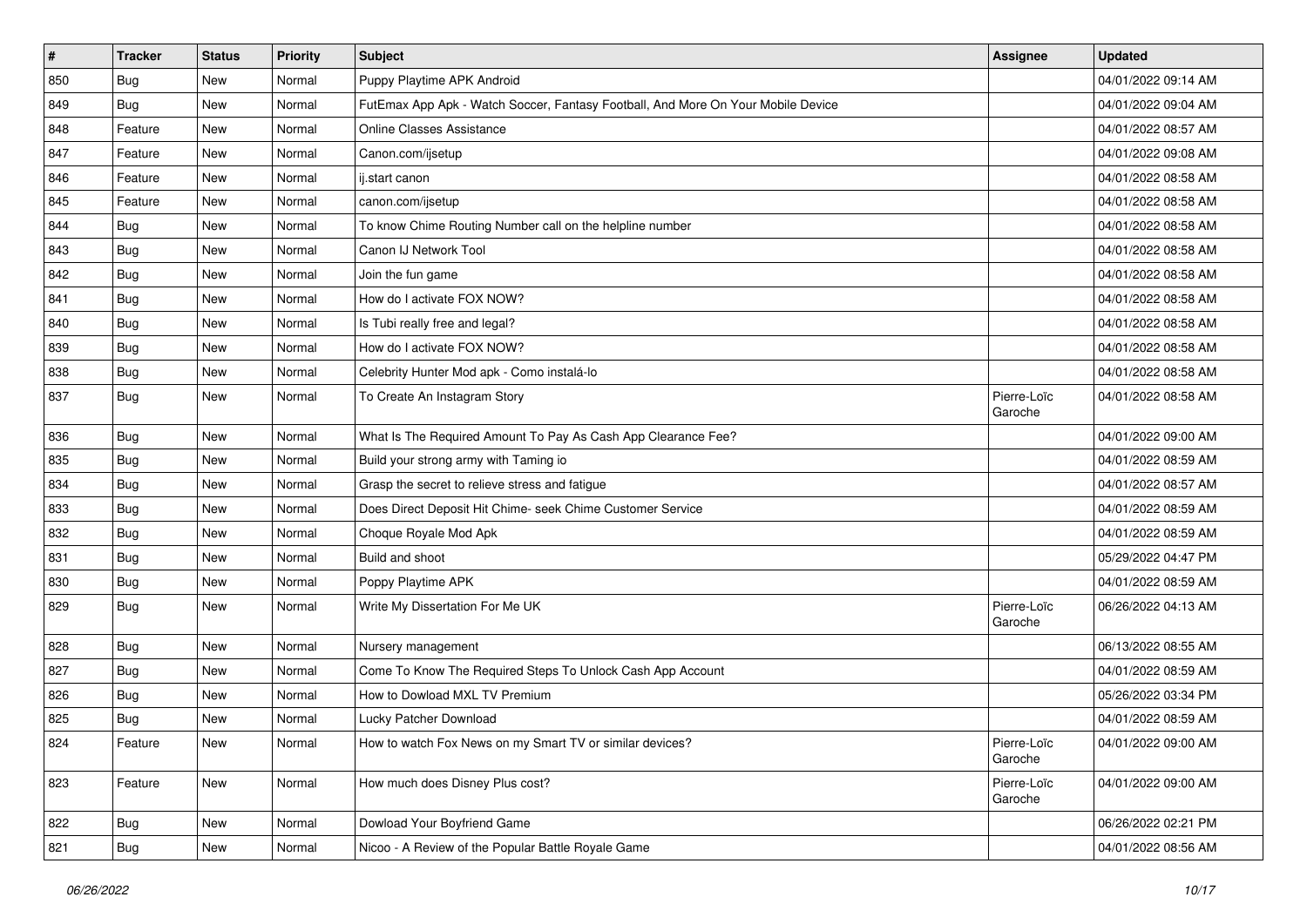| # | Tracker | Status | Priority | Subject | Assignee | Updated |
|---|---|---|---|---|---|---|
| 850 | Bug | New | Normal | Puppy Playtime APK Android | | 04/01/2022 09:14 AM |
| 849 | Bug | New | Normal | FutEmax App Apk - Watch Soccer, Fantasy Football, And More On Your Mobile Device | | 04/01/2022 09:04 AM |
| 848 | Feature | New | Normal | Online Classes Assistance | | 04/01/2022 08:57 AM |
| 847 | Feature | New | Normal | Canon.com/ijsetup | | 04/01/2022 09:08 AM |
| 846 | Feature | New | Normal | ij.start canon | | 04/01/2022 08:58 AM |
| 845 | Feature | New | Normal | canon.com/ijsetup | | 04/01/2022 08:58 AM |
| 844 | Bug | New | Normal | To know Chime Routing Number call on the helpline number | | 04/01/2022 08:58 AM |
| 843 | Bug | New | Normal | Canon IJ Network Tool | | 04/01/2022 08:58 AM |
| 842 | Bug | New | Normal | Join the fun game | | 04/01/2022 08:58 AM |
| 841 | Bug | New | Normal | How do I activate FOX NOW? | | 04/01/2022 08:58 AM |
| 840 | Bug | New | Normal | Is Tubi really free and legal? | | 04/01/2022 08:58 AM |
| 839 | Bug | New | Normal | How do I activate FOX NOW? | | 04/01/2022 08:58 AM |
| 838 | Bug | New | Normal | Celebrity Hunter Mod apk - Como instalá-lo | | 04/01/2022 08:58 AM |
| 837 | Bug | New | Normal | To Create An Instagram Story | Pierre-Loïc Garoche | 04/01/2022 08:58 AM |
| 836 | Bug | New | Normal | What Is The Required Amount To Pay As Cash App Clearance Fee? | | 04/01/2022 09:00 AM |
| 835 | Bug | New | Normal | Build your strong army with Taming io | | 04/01/2022 08:59 AM |
| 834 | Bug | New | Normal | Grasp the secret to relieve stress and fatigue | | 04/01/2022 08:57 AM |
| 833 | Bug | New | Normal | Does Direct Deposit Hit Chime- seek Chime Customer Service | | 04/01/2022 08:59 AM |
| 832 | Bug | New | Normal | Choque Royale Mod Apk | | 04/01/2022 08:59 AM |
| 831 | Bug | New | Normal | Build and shoot | | 05/29/2022 04:47 PM |
| 830 | Bug | New | Normal | Poppy Playtime APK | | 04/01/2022 08:59 AM |
| 829 | Bug | New | Normal | Write My Dissertation For Me UK | Pierre-Loïc Garoche | 06/26/2022 04:13 AM |
| 828 | Bug | New | Normal | Nursery management | | 06/13/2022 08:55 AM |
| 827 | Bug | New | Normal | Come To Know The Required Steps To Unlock Cash App Account | | 04/01/2022 08:59 AM |
| 826 | Bug | New | Normal | How to Dowload MXL TV Premium | | 05/26/2022 03:34 PM |
| 825 | Bug | New | Normal | Lucky Patcher Download | | 04/01/2022 08:59 AM |
| 824 | Feature | New | Normal | How to watch Fox News on my Smart TV or similar devices? | Pierre-Loïc Garoche | 04/01/2022 09:00 AM |
| 823 | Feature | New | Normal | How much does Disney Plus cost? | Pierre-Loïc Garoche | 04/01/2022 09:00 AM |
| 822 | Bug | New | Normal | Dowload Your Boyfriend Game | | 06/26/2022 02:21 PM |
| 821 | Bug | New | Normal | Nicoo - A Review of the Popular Battle Royale Game | | 04/01/2022 08:56 AM |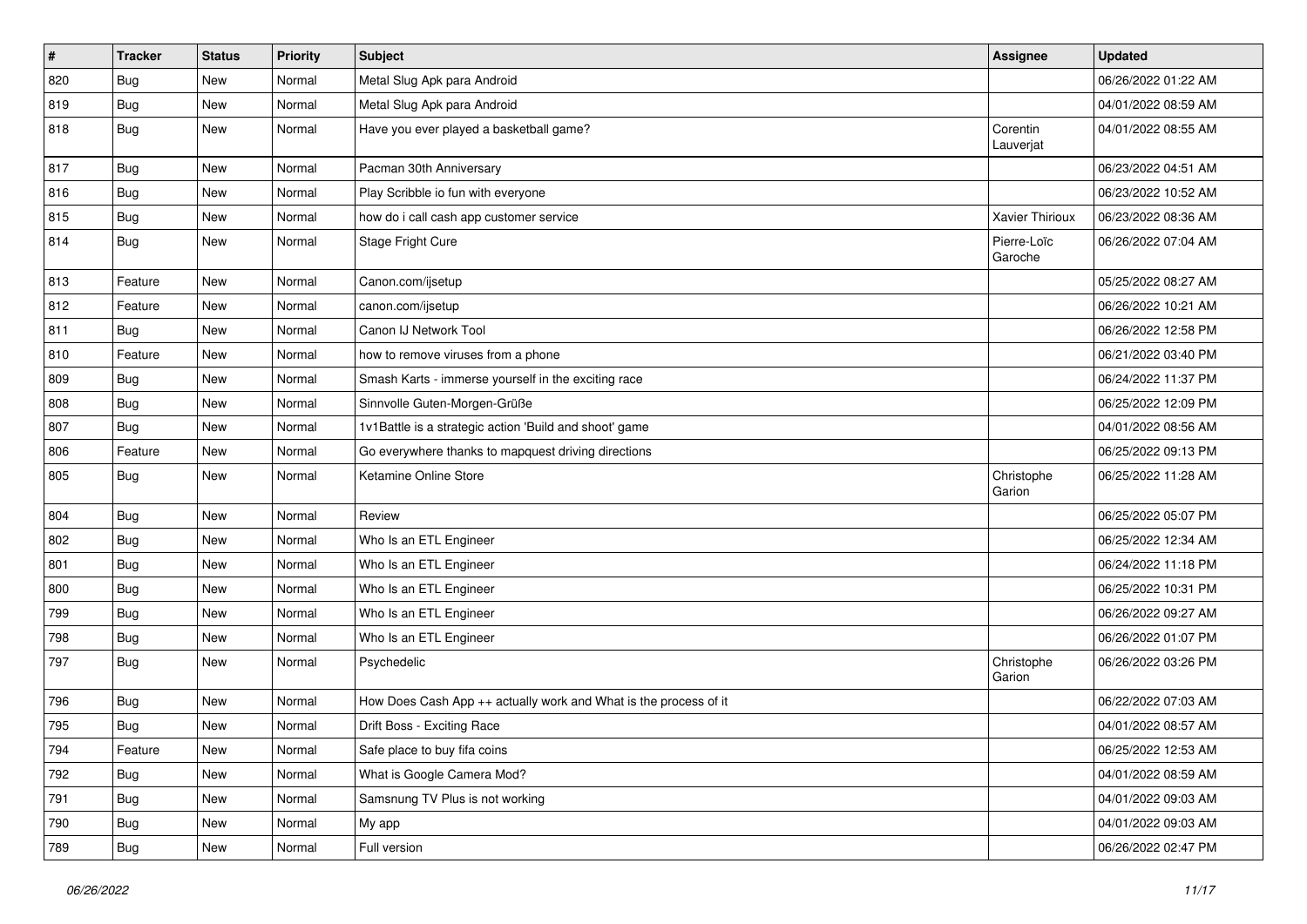| # | Tracker | Status | Priority | Subject | Assignee | Updated |
| --- | --- | --- | --- | --- | --- | --- |
| 820 | Bug | New | Normal | Metal Slug Apk para Android | | 06/26/2022 01:22 AM |
| 819 | Bug | New | Normal | Metal Slug Apk para Android | | 04/01/2022 08:59 AM |
| 818 | Bug | New | Normal | Have you ever played a basketball game? | Corentin Lauverjat | 04/01/2022 08:55 AM |
| 817 | Bug | New | Normal | Pacman 30th Anniversary | | 06/23/2022 04:51 AM |
| 816 | Bug | New | Normal | Play Scribble io fun with everyone | | 06/23/2022 10:52 AM |
| 815 | Bug | New | Normal | how do i call cash app customer service | Xavier Thirioux | 06/23/2022 08:36 AM |
| 814 | Bug | New | Normal | Stage Fright Cure | Pierre-Loïc Garoche | 06/26/2022 07:04 AM |
| 813 | Feature | New | Normal | Canon.com/ijsetup | | 05/25/2022 08:27 AM |
| 812 | Feature | New | Normal | canon.com/ijsetup | | 06/26/2022 10:21 AM |
| 811 | Bug | New | Normal | Canon IJ Network Tool | | 06/26/2022 12:58 PM |
| 810 | Feature | New | Normal | how to remove viruses from a phone | | 06/21/2022 03:40 PM |
| 809 | Bug | New | Normal | Smash Karts - immerse yourself in the exciting race | | 06/24/2022 11:37 PM |
| 808 | Bug | New | Normal | Sinnvolle Guten-Morgen-Grüße | | 06/25/2022 12:09 PM |
| 807 | Bug | New | Normal | 1v1Battle is a strategic action 'Build and shoot' game | | 04/01/2022 08:56 AM |
| 806 | Feature | New | Normal | Go everywhere thanks to mapquest driving directions | | 06/25/2022 09:13 PM |
| 805 | Bug | New | Normal | Ketamine Online Store | Christophe Garion | 06/25/2022 11:28 AM |
| 804 | Bug | New | Normal | Review | | 06/25/2022 05:07 PM |
| 802 | Bug | New | Normal | Who Is an ETL Engineer | | 06/25/2022 12:34 AM |
| 801 | Bug | New | Normal | Who Is an ETL Engineer | | 06/24/2022 11:18 PM |
| 800 | Bug | New | Normal | Who Is an ETL Engineer | | 06/25/2022 10:31 PM |
| 799 | Bug | New | Normal | Who Is an ETL Engineer | | 06/26/2022 09:27 AM |
| 798 | Bug | New | Normal | Who Is an ETL Engineer | | 06/26/2022 01:07 PM |
| 797 | Bug | New | Normal | Psychedelic | Christophe Garion | 06/26/2022 03:26 PM |
| 796 | Bug | New | Normal | How Does Cash App ++ actually work and What is the process of it | | 06/22/2022 07:03 AM |
| 795 | Bug | New | Normal | Drift Boss - Exciting Race | | 04/01/2022 08:57 AM |
| 794 | Feature | New | Normal | Safe place to buy fifa coins | | 06/25/2022 12:53 AM |
| 792 | Bug | New | Normal | What is Google Camera Mod? | | 04/01/2022 08:59 AM |
| 791 | Bug | New | Normal | Samsnung TV Plus is not working | | 04/01/2022 09:03 AM |
| 790 | Bug | New | Normal | My app | | 04/01/2022 09:03 AM |
| 789 | Bug | New | Normal | Full version | | 06/26/2022 02:47 PM |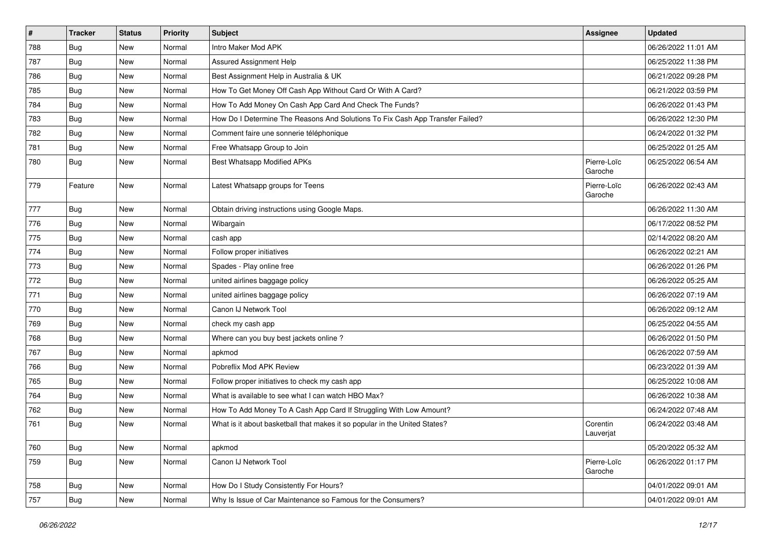| # | Tracker | Status | Priority | Subject | Assignee | Updated |
| --- | --- | --- | --- | --- | --- | --- |
| 788 | Bug | New | Normal | Intro Maker Mod APK | | 06/26/2022 11:01 AM |
| 787 | Bug | New | Normal | Assured Assignment Help | | 06/25/2022 11:38 PM |
| 786 | Bug | New | Normal | Best Assignment Help in Australia & UK | | 06/21/2022 09:28 PM |
| 785 | Bug | New | Normal | How To Get Money Off Cash App Without Card Or With A Card? | | 06/21/2022 03:59 PM |
| 784 | Bug | New | Normal | How To Add Money On Cash App Card And Check The Funds? | | 06/26/2022 01:43 PM |
| 783 | Bug | New | Normal | How Do I Determine The Reasons And Solutions To Fix Cash App Transfer Failed? | | 06/26/2022 12:30 PM |
| 782 | Bug | New | Normal | Comment faire une sonnerie téléphonique | | 06/24/2022 01:32 PM |
| 781 | Bug | New | Normal | Free Whatsapp Group to Join | | 06/25/2022 01:25 AM |
| 780 | Bug | New | Normal | Best Whatsapp Modified APKs | Pierre-Loïc Garoche | 06/25/2022 06:54 AM |
| 779 | Feature | New | Normal | Latest Whatsapp groups for Teens | Pierre-Loïc Garoche | 06/26/2022 02:43 AM |
| 777 | Bug | New | Normal | Obtain driving instructions using Google Maps. | | 06/26/2022 11:30 AM |
| 776 | Bug | New | Normal | Wibargain | | 06/17/2022 08:52 PM |
| 775 | Bug | New | Normal | cash app | | 02/14/2022 08:20 AM |
| 774 | Bug | New | Normal | Follow proper initiatives | | 06/26/2022 02:21 AM |
| 773 | Bug | New | Normal | Spades - Play online free | | 06/26/2022 01:26 PM |
| 772 | Bug | New | Normal | united airlines baggage policy | | 06/26/2022 05:25 AM |
| 771 | Bug | New | Normal | united airlines baggage policy | | 06/26/2022 07:19 AM |
| 770 | Bug | New | Normal | Canon IJ Network Tool | | 06/26/2022 09:12 AM |
| 769 | Bug | New | Normal | check my cash app | | 06/25/2022 04:55 AM |
| 768 | Bug | New | Normal | Where can you buy best jackets online ? | | 06/26/2022 01:50 PM |
| 767 | Bug | New | Normal | apkmod | | 06/26/2022 07:59 AM |
| 766 | Bug | New | Normal | Pobreflix Mod APK Review | | 06/23/2022 01:39 AM |
| 765 | Bug | New | Normal | Follow proper initiatives to check my cash app | | 06/25/2022 10:08 AM |
| 764 | Bug | New | Normal | What is available to see what I can watch HBO Max? | | 06/26/2022 10:38 AM |
| 762 | Bug | New | Normal | How To Add Money To A Cash App Card If Struggling With Low Amount? | | 06/24/2022 07:48 AM |
| 761 | Bug | New | Normal | What is it about basketball that makes it so popular in the United States? | Corentin Lauverjat | 06/24/2022 03:48 AM |
| 760 | Bug | New | Normal | apkmod | | 05/20/2022 05:32 AM |
| 759 | Bug | New | Normal | Canon IJ Network Tool | Pierre-Loïc Garoche | 06/26/2022 01:17 PM |
| 758 | Bug | New | Normal | How Do I Study Consistently For Hours? | | 04/01/2022 09:01 AM |
| 757 | Bug | New | Normal | Why Is Issue of Car Maintenance so Famous for the Consumers? | | 04/01/2022 09:01 AM |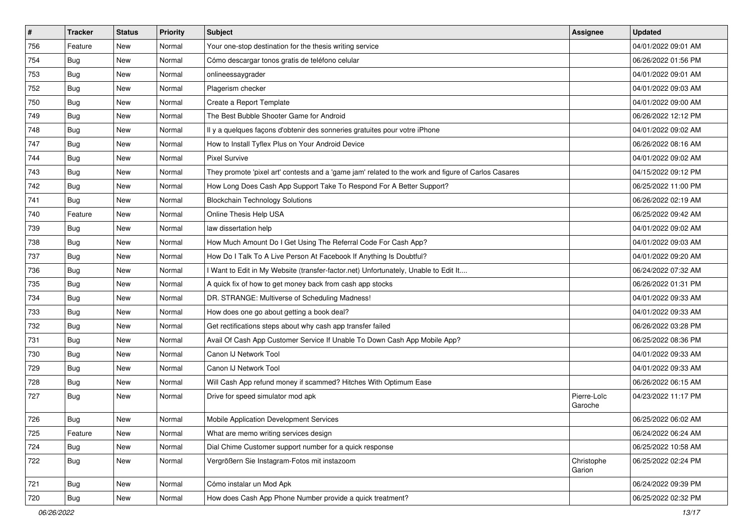| # | Tracker | Status | Priority | Subject | Assignee | Updated |
|---|---|---|---|---|---|---|
| 756 | Feature | New | Normal | Your one-stop destination for the thesis writing service | | 04/01/2022 09:01 AM |
| 754 | Bug | New | Normal | Cómo descargar tonos gratis de teléfono celular | | 06/26/2022 01:56 PM |
| 753 | Bug | New | Normal | onlineessaygrader | | 04/01/2022 09:01 AM |
| 752 | Bug | New | Normal | Plagerism checker | | 04/01/2022 09:03 AM |
| 750 | Bug | New | Normal | Create a Report Template | | 04/01/2022 09:00 AM |
| 749 | Bug | New | Normal | The Best Bubble Shooter Game for Android | | 06/26/2022 12:12 PM |
| 748 | Bug | New | Normal | Il y a quelques façons d'obtenir des sonneries gratuites pour votre iPhone | | 04/01/2022 09:02 AM |
| 747 | Bug | New | Normal | How to Install Tyflex Plus on Your Android Device | | 06/26/2022 08:16 AM |
| 744 | Bug | New | Normal | Pixel Survive | | 04/01/2022 09:02 AM |
| 743 | Bug | New | Normal | They promote 'pixel art' contests and a 'game jam' related to the work and figure of Carlos Casares | | 04/15/2022 09:12 PM |
| 742 | Bug | New | Normal | How Long Does Cash App Support Take To Respond For A Better Support? | | 06/25/2022 11:00 PM |
| 741 | Bug | New | Normal | Blockchain Technology Solutions | | 06/26/2022 02:19 AM |
| 740 | Feature | New | Normal | Online Thesis Help USA | | 06/25/2022 09:42 AM |
| 739 | Bug | New | Normal | law dissertation help | | 04/01/2022 09:02 AM |
| 738 | Bug | New | Normal | How Much Amount Do I Get Using The Referral Code For Cash App? | | 04/01/2022 09:03 AM |
| 737 | Bug | New | Normal | How Do I Talk To A Live Person At Facebook If Anything Is Doubtful? | | 04/01/2022 09:20 AM |
| 736 | Bug | New | Normal | I Want to Edit in My Website (transfer-factor.net) Unfortunately, Unable to Edit It.... | | 06/24/2022 07:32 AM |
| 735 | Bug | New | Normal | A quick fix of how to get money back from cash app stocks | | 06/26/2022 01:31 PM |
| 734 | Bug | New | Normal | DR. STRANGE: Multiverse of Scheduling Madness! | | 04/01/2022 09:33 AM |
| 733 | Bug | New | Normal | How does one go about getting a book deal? | | 04/01/2022 09:33 AM |
| 732 | Bug | New | Normal | Get rectifications steps about why cash app transfer failed | | 06/26/2022 03:28 PM |
| 731 | Bug | New | Normal | Avail Of Cash App Customer Service If Unable To Down Cash App Mobile App? | | 06/25/2022 08:36 PM |
| 730 | Bug | New | Normal | Canon IJ Network Tool | | 04/01/2022 09:33 AM |
| 729 | Bug | New | Normal | Canon IJ Network Tool | | 04/01/2022 09:33 AM |
| 728 | Bug | New | Normal | Will Cash App refund money if scammed? Hitches With Optimum Ease | | 06/26/2022 06:15 AM |
| 727 | Bug | New | Normal | Drive for speed simulator mod apk | Pierre-Loïc Garoche | 04/23/2022 11:17 PM |
| 726 | Bug | New | Normal | Mobile Application Development Services | | 06/25/2022 06:02 AM |
| 725 | Feature | New | Normal | What are memo writing services design | | 06/24/2022 06:24 AM |
| 724 | Bug | New | Normal | Dial Chime Customer support number for a quick response | | 06/25/2022 10:58 AM |
| 722 | Bug | New | Normal | Vergrößern Sie Instagram-Fotos mit instazoom | Christophe Garion | 06/25/2022 02:24 PM |
| 721 | Bug | New | Normal | Cómo instalar un Mod Apk | | 06/24/2022 09:39 PM |
| 720 | Bug | New | Normal | How does Cash App Phone Number provide a quick treatment? | | 06/25/2022 02:32 PM |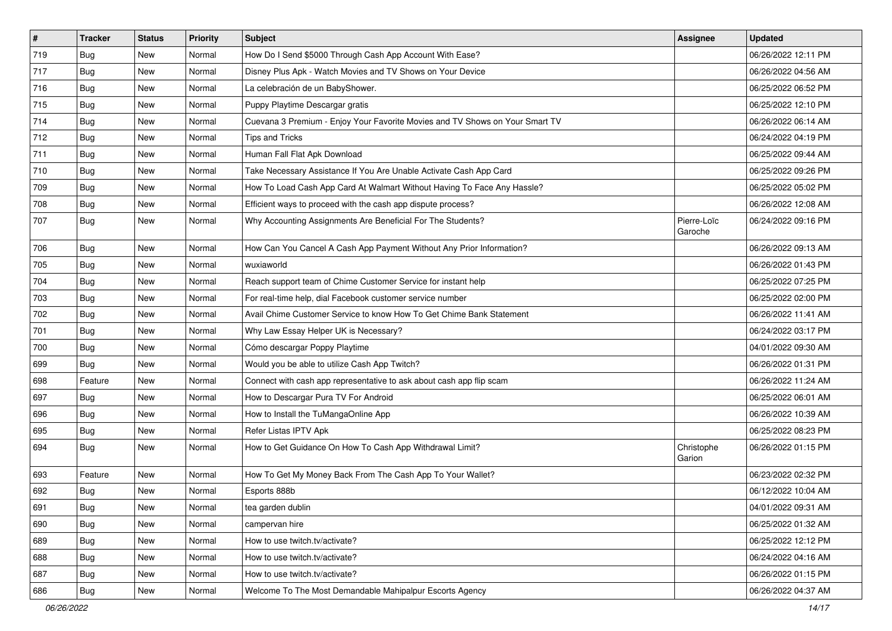| # | Tracker | Status | Priority | Subject | Assignee | Updated |
| --- | --- | --- | --- | --- | --- | --- |
| 719 | Bug | New | Normal | How Do I Send $5000 Through Cash App Account With Ease? | | 06/26/2022 12:11 PM |
| 717 | Bug | New | Normal | Disney Plus Apk - Watch Movies and TV Shows on Your Device | | 06/26/2022 04:56 AM |
| 716 | Bug | New | Normal | La celebración de un BabyShower. | | 06/25/2022 06:52 PM |
| 715 | Bug | New | Normal | Puppy Playtime Descargar gratis | | 06/25/2022 12:10 PM |
| 714 | Bug | New | Normal | Cuevana 3 Premium - Enjoy Your Favorite Movies and TV Shows on Your Smart TV | | 06/26/2022 06:14 AM |
| 712 | Bug | New | Normal | Tips and Tricks | | 06/24/2022 04:19 PM |
| 711 | Bug | New | Normal | Human Fall Flat Apk Download | | 06/25/2022 09:44 AM |
| 710 | Bug | New | Normal | Take Necessary Assistance If You Are Unable Activate Cash App Card | | 06/25/2022 09:26 PM |
| 709 | Bug | New | Normal | How To Load Cash App Card At Walmart Without Having To Face Any Hassle? | | 06/25/2022 05:02 PM |
| 708 | Bug | New | Normal | Efficient ways to proceed with the cash app dispute process? | | 06/26/2022 12:08 AM |
| 707 | Bug | New | Normal | Why Accounting Assignments Are Beneficial For The Students? | Pierre-Loïc Garoche | 06/24/2022 09:16 PM |
| 706 | Bug | New | Normal | How Can You Cancel A Cash App Payment Without Any Prior Information? | | 06/26/2022 09:13 AM |
| 705 | Bug | New | Normal | wuxiaworld | | 06/26/2022 01:43 PM |
| 704 | Bug | New | Normal | Reach support team of Chime Customer Service for instant help | | 06/25/2022 07:25 PM |
| 703 | Bug | New | Normal | For real-time help, dial Facebook customer service number | | 06/25/2022 02:00 PM |
| 702 | Bug | New | Normal | Avail Chime Customer Service to know How To Get Chime Bank Statement | | 06/26/2022 11:41 AM |
| 701 | Bug | New | Normal | Why Law Essay Helper UK is Necessary? | | 06/24/2022 03:17 PM |
| 700 | Bug | New | Normal | Cómo descargar Poppy Playtime | | 04/01/2022 09:30 AM |
| 699 | Bug | New | Normal | Would you be able to utilize Cash App Twitch? | | 06/26/2022 01:31 PM |
| 698 | Feature | New | Normal | Connect with cash app representative to ask about cash app flip scam | | 06/26/2022 11:24 AM |
| 697 | Bug | New | Normal | How to Descargar Pura TV For Android | | 06/25/2022 06:01 AM |
| 696 | Bug | New | Normal | How to Install the TuMangaOnline App | | 06/26/2022 10:39 AM |
| 695 | Bug | New | Normal | Refer Listas IPTV Apk | | 06/25/2022 08:23 PM |
| 694 | Bug | New | Normal | How to Get Guidance On How To Cash App Withdrawal Limit? | Christophe Garion | 06/26/2022 01:15 PM |
| 693 | Feature | New | Normal | How To Get My Money Back From The Cash App To Your Wallet? | | 06/23/2022 02:32 PM |
| 692 | Bug | New | Normal | Esports 888b | | 06/12/2022 10:04 AM |
| 691 | Bug | New | Normal | tea garden dublin | | 04/01/2022 09:31 AM |
| 690 | Bug | New | Normal | campervan hire | | 06/25/2022 01:32 AM |
| 689 | Bug | New | Normal | How to use twitch.tv/activate? | | 06/25/2022 12:12 PM |
| 688 | Bug | New | Normal | How to use twitch.tv/activate? | | 06/24/2022 04:16 AM |
| 687 | Bug | New | Normal | How to use twitch.tv/activate? | | 06/26/2022 01:15 PM |
| 686 | Bug | New | Normal | Welcome To The Most Demandable Mahipalpur Escorts Agency | | 06/26/2022 04:37 AM |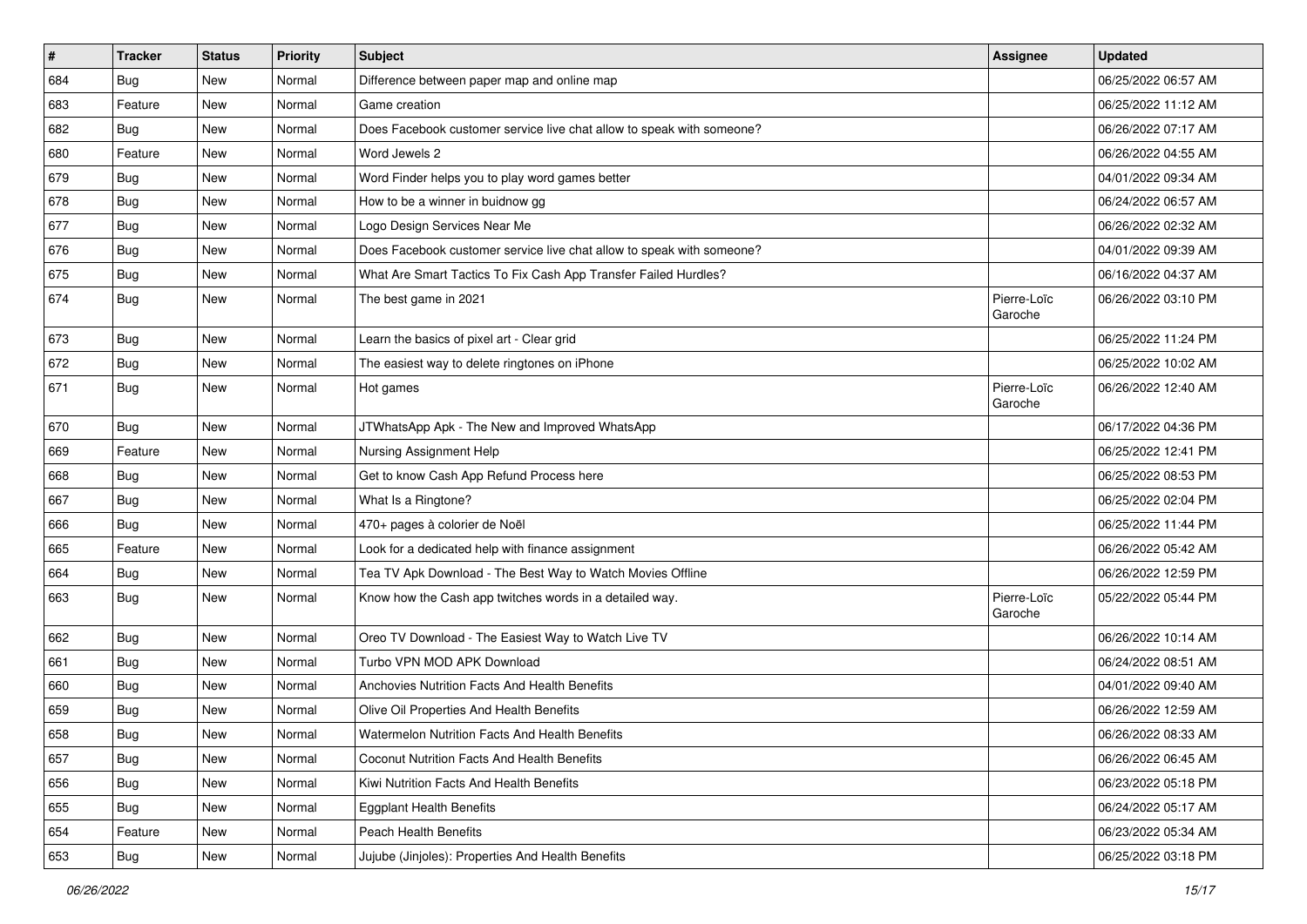| # | Tracker | Status | Priority | Subject | Assignee | Updated |
|---|---|---|---|---|---|---|
| 684 | Bug | New | Normal | Difference between paper map and online map | | 06/25/2022 06:57 AM |
| 683 | Feature | New | Normal | Game creation | | 06/25/2022 11:12 AM |
| 682 | Bug | New | Normal | Does Facebook customer service live chat allow to speak with someone? | | 06/26/2022 07:17 AM |
| 680 | Feature | New | Normal | Word Jewels 2 | | 06/26/2022 04:55 AM |
| 679 | Bug | New | Normal | Word Finder helps you to play word games better | | 04/01/2022 09:34 AM |
| 678 | Bug | New | Normal | How to be a winner in buidnow gg | | 06/24/2022 06:57 AM |
| 677 | Bug | New | Normal | Logo Design Services Near Me | | 06/26/2022 02:32 AM |
| 676 | Bug | New | Normal | Does Facebook customer service live chat allow to speak with someone? | | 04/01/2022 09:39 AM |
| 675 | Bug | New | Normal | What Are Smart Tactics To Fix Cash App Transfer Failed Hurdles? | | 06/16/2022 04:37 AM |
| 674 | Bug | New | Normal | The best game in 2021 | Pierre-Loïc Garoche | 06/26/2022 03:10 PM |
| 673 | Bug | New | Normal | Learn the basics of pixel art - Clear grid | | 06/25/2022 11:24 PM |
| 672 | Bug | New | Normal | The easiest way to delete ringtones on iPhone | | 06/25/2022 10:02 AM |
| 671 | Bug | New | Normal | Hot games | Pierre-Loïc Garoche | 06/26/2022 12:40 AM |
| 670 | Bug | New | Normal | JTWhatsApp Apk - The New and Improved WhatsApp | | 06/17/2022 04:36 PM |
| 669 | Feature | New | Normal | Nursing Assignment Help | | 06/25/2022 12:41 PM |
| 668 | Bug | New | Normal | Get to know Cash App Refund Process here | | 06/25/2022 08:53 PM |
| 667 | Bug | New | Normal | What Is a Ringtone? | | 06/25/2022 02:04 PM |
| 666 | Bug | New | Normal | 470+ pages à colorier de Noël | | 06/25/2022 11:44 PM |
| 665 | Feature | New | Normal | Look for a dedicated help with finance assignment | | 06/26/2022 05:42 AM |
| 664 | Bug | New | Normal | Tea TV Apk Download - The Best Way to Watch Movies Offline | | 06/26/2022 12:59 PM |
| 663 | Bug | New | Normal | Know how the Cash app twitches words in a detailed way. | Pierre-Loïc Garoche | 05/22/2022 05:44 PM |
| 662 | Bug | New | Normal | Oreo TV Download - The Easiest Way to Watch Live TV | | 06/26/2022 10:14 AM |
| 661 | Bug | New | Normal | Turbo VPN MOD APK Download | | 06/24/2022 08:51 AM |
| 660 | Bug | New | Normal | Anchovies Nutrition Facts And Health Benefits | | 04/01/2022 09:40 AM |
| 659 | Bug | New | Normal | Olive Oil Properties And Health Benefits | | 06/26/2022 12:59 AM |
| 658 | Bug | New | Normal | Watermelon Nutrition Facts And Health Benefits | | 06/26/2022 08:33 AM |
| 657 | Bug | New | Normal | Coconut Nutrition Facts And Health Benefits | | 06/26/2022 06:45 AM |
| 656 | Bug | New | Normal | Kiwi Nutrition Facts And Health Benefits | | 06/23/2022 05:18 PM |
| 655 | Bug | New | Normal | Eggplant Health Benefits | | 06/24/2022 05:17 AM |
| 654 | Feature | New | Normal | Peach Health Benefits | | 06/23/2022 05:34 AM |
| 653 | Bug | New | Normal | Jujube (Jinjoles): Properties And Health Benefits | | 06/25/2022 03:18 PM |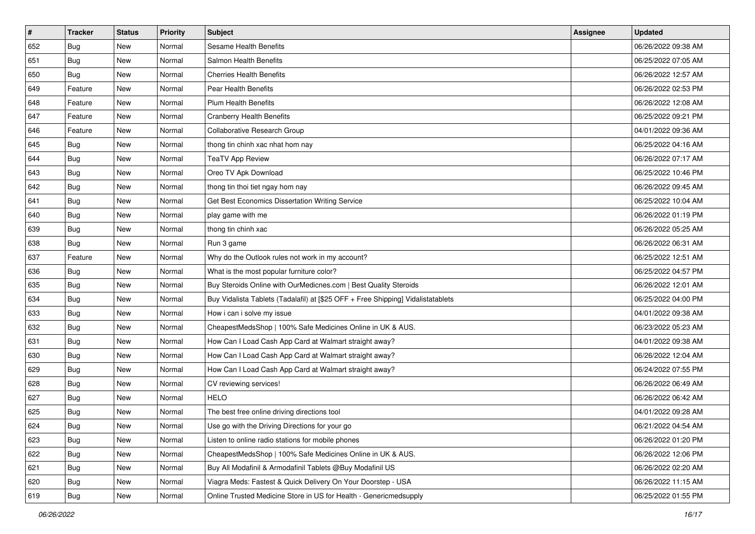| # | Tracker | Status | Priority | Subject | Assignee | Updated |
|---|---|---|---|---|---|---|
| 652 | Bug | New | Normal | Sesame Health Benefits | | 06/26/2022 09:38 AM |
| 651 | Bug | New | Normal | Salmon Health Benefits | | 06/25/2022 07:05 AM |
| 650 | Bug | New | Normal | Cherries Health Benefits | | 06/26/2022 12:57 AM |
| 649 | Feature | New | Normal | Pear Health Benefits | | 06/26/2022 02:53 PM |
| 648 | Feature | New | Normal | Plum Health Benefits | | 06/26/2022 12:08 AM |
| 647 | Feature | New | Normal | Cranberry Health Benefits | | 06/25/2022 09:21 PM |
| 646 | Feature | New | Normal | Collaborative Research Group | | 04/01/2022 09:36 AM |
| 645 | Bug | New | Normal | thong tin chinh xac nhat hom nay | | 06/25/2022 04:16 AM |
| 644 | Bug | New | Normal | TeaTV App Review | | 06/26/2022 07:17 AM |
| 643 | Bug | New | Normal | Oreo TV Apk Download | | 06/25/2022 10:46 PM |
| 642 | Bug | New | Normal | thong tin thoi tiet ngay hom nay | | 06/26/2022 09:45 AM |
| 641 | Bug | New | Normal | Get Best Economics Dissertation Writing Service | | 06/25/2022 10:04 AM |
| 640 | Bug | New | Normal | play game with me | | 06/26/2022 01:19 PM |
| 639 | Bug | New | Normal | thong tin chinh xac | | 06/26/2022 05:25 AM |
| 638 | Bug | New | Normal | Run 3 game | | 06/26/2022 06:31 AM |
| 637 | Feature | New | Normal | Why do the Outlook rules not work in my account? | | 06/25/2022 12:51 AM |
| 636 | Bug | New | Normal | What is the most popular furniture color? | | 06/25/2022 04:57 PM |
| 635 | Bug | New | Normal | Buy Steroids Online with OurMedicnes.com \| Best Quality Steroids | | 06/26/2022 12:01 AM |
| 634 | Bug | New | Normal | Buy Vidalista Tablets (Tadalafil) at [$25 OFF + Free Shipping] Vidalistatablets | | 06/25/2022 04:00 PM |
| 633 | Bug | New | Normal | How i can i solve my issue | | 04/01/2022 09:38 AM |
| 632 | Bug | New | Normal | CheapestMedsShop \| 100% Safe Medicines Online in UK & AUS. | | 06/23/2022 05:23 AM |
| 631 | Bug | New | Normal | How Can I Load Cash App Card at Walmart straight away? | | 04/01/2022 09:38 AM |
| 630 | Bug | New | Normal | How Can I Load Cash App Card at Walmart straight away? | | 06/26/2022 12:04 AM |
| 629 | Bug | New | Normal | How Can I Load Cash App Card at Walmart straight away? | | 06/24/2022 07:55 PM |
| 628 | Bug | New | Normal | CV reviewing services! | | 06/26/2022 06:49 AM |
| 627 | Bug | New | Normal | HELO | | 06/26/2022 06:42 AM |
| 625 | Bug | New | Normal | The best free online driving directions tool | | 04/01/2022 09:28 AM |
| 624 | Bug | New | Normal | Use go with the Driving Directions for your go | | 06/21/2022 04:54 AM |
| 623 | Bug | New | Normal | Listen to online radio stations for mobile phones | | 06/26/2022 01:20 PM |
| 622 | Bug | New | Normal | CheapestMedsShop \| 100% Safe Medicines Online in UK & AUS. | | 06/26/2022 12:06 PM |
| 621 | Bug | New | Normal | Buy All Modafinil & Armodafinil Tablets @Buy Modafinil US | | 06/26/2022 02:20 AM |
| 620 | Bug | New | Normal | Viagra Meds: Fastest & Quick Delivery On Your Doorstep - USA | | 06/26/2022 11:15 AM |
| 619 | Bug | New | Normal | Online Trusted Medicine Store in US for Health - Genericmedsupply | | 06/25/2022 01:55 PM |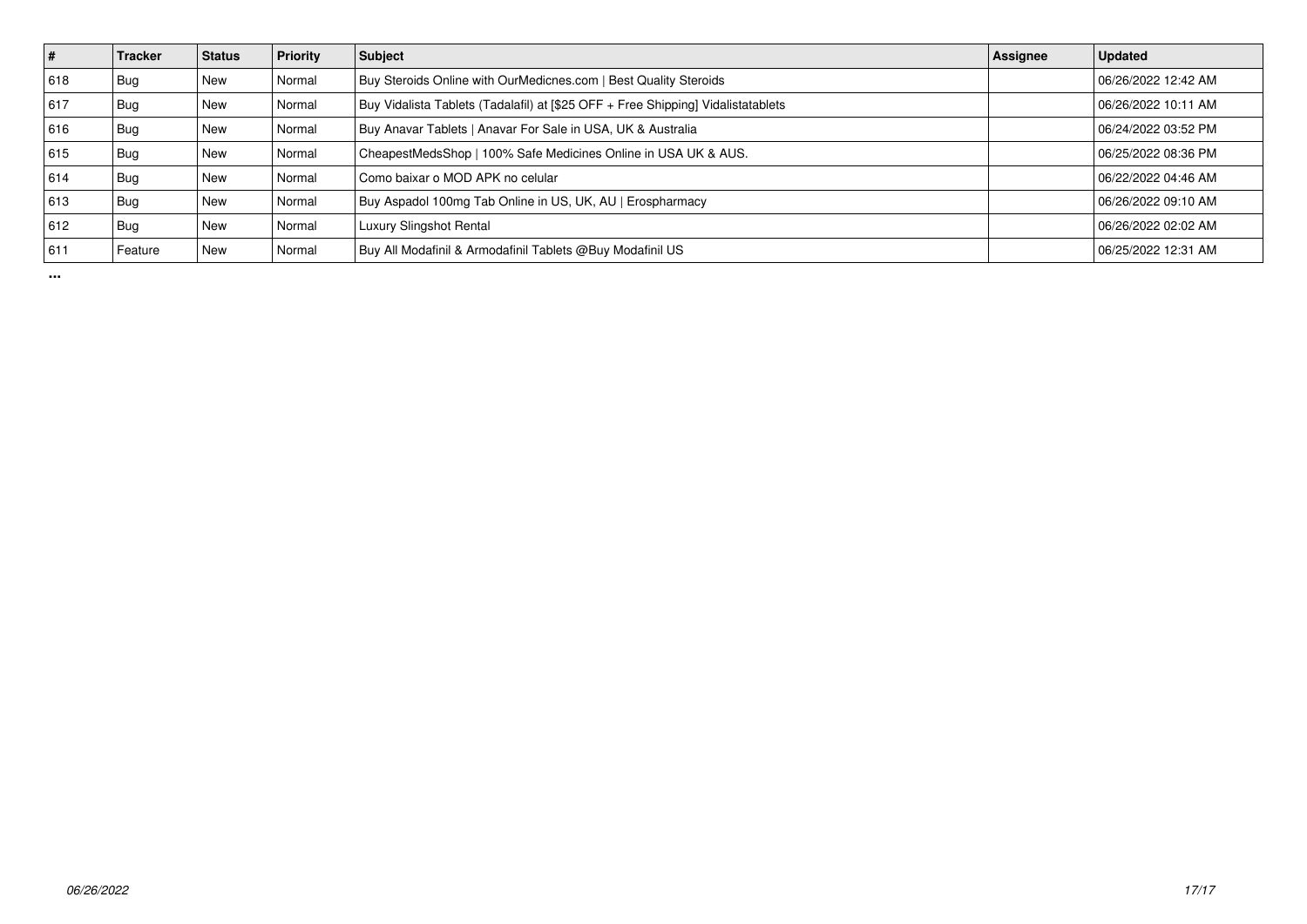| # | Tracker | Status | Priority | Subject | Assignee | Updated |
|---|---|---|---|---|---|---|
| 618 | Bug | New | Normal | Buy Steroids Online with OurMedicnes.com &#124; Best Quality Steroids | | 06/26/2022 12:42 AM |
| 617 | Bug | New | Normal | Buy Vidalista Tablets (Tadalafil) at [$25 OFF + Free Shipping] Vidalistatablets | | 06/26/2022 10:11 AM |
| 616 | Bug | New | Normal | Buy Anavar Tablets &#124; Anavar For Sale in USA, UK & Australia | | 06/24/2022 03:52 PM |
| 615 | Bug | New | Normal | CheapestMedsShop &#124; 100% Safe Medicines Online in USA UK & AUS. | | 06/25/2022 08:36 PM |
| 614 | Bug | New | Normal | Como baixar o MOD APK no celular | | 06/22/2022 04:46 AM |
| 613 | Bug | New | Normal | Buy Aspadol 100mg Tab Online in US, UK, AU &#124; Erospharmacy | | 06/26/2022 09:10 AM |
| 612 | Bug | New | Normal | Luxury Slingshot Rental | | 06/26/2022 02:02 AM |
| 611 | Feature | New | Normal | Buy All Modafinil & Armodafinil Tablets @Buy Modafinil US | | 06/25/2022 12:31 AM |

...